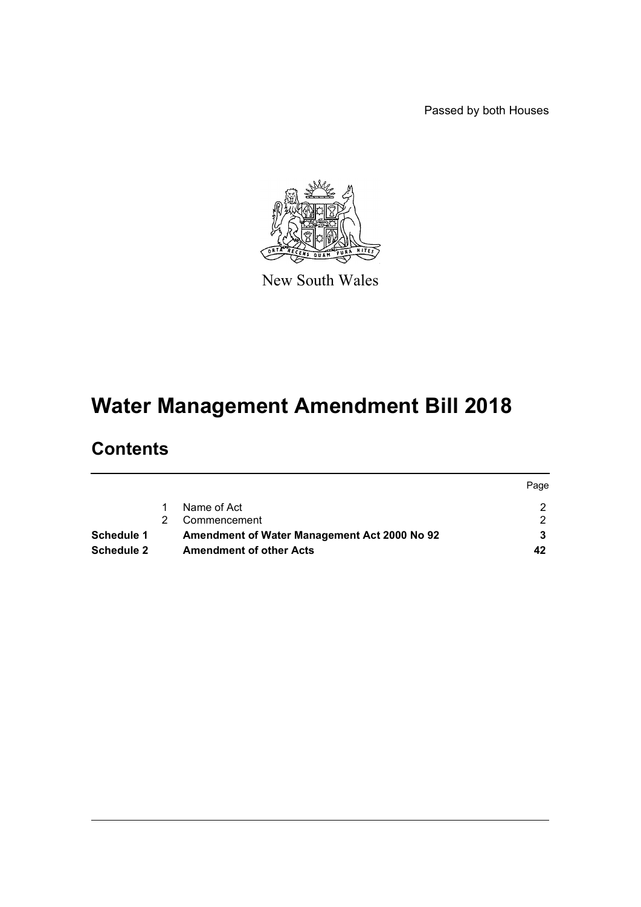Passed by both Houses

New South Wales

# Water Management Amendment Bill 2018

## Contents

| | | | Page |
|---|---|---|---|
| | 1 | Name of Act | 2 |
| | 2 | Commencement | 2 |
| **Schedule 1** | | **Amendment of Water Management Act 2000 No 92** | **3** |
| **Schedule 2** | | **Amendment of other Acts** | **42** |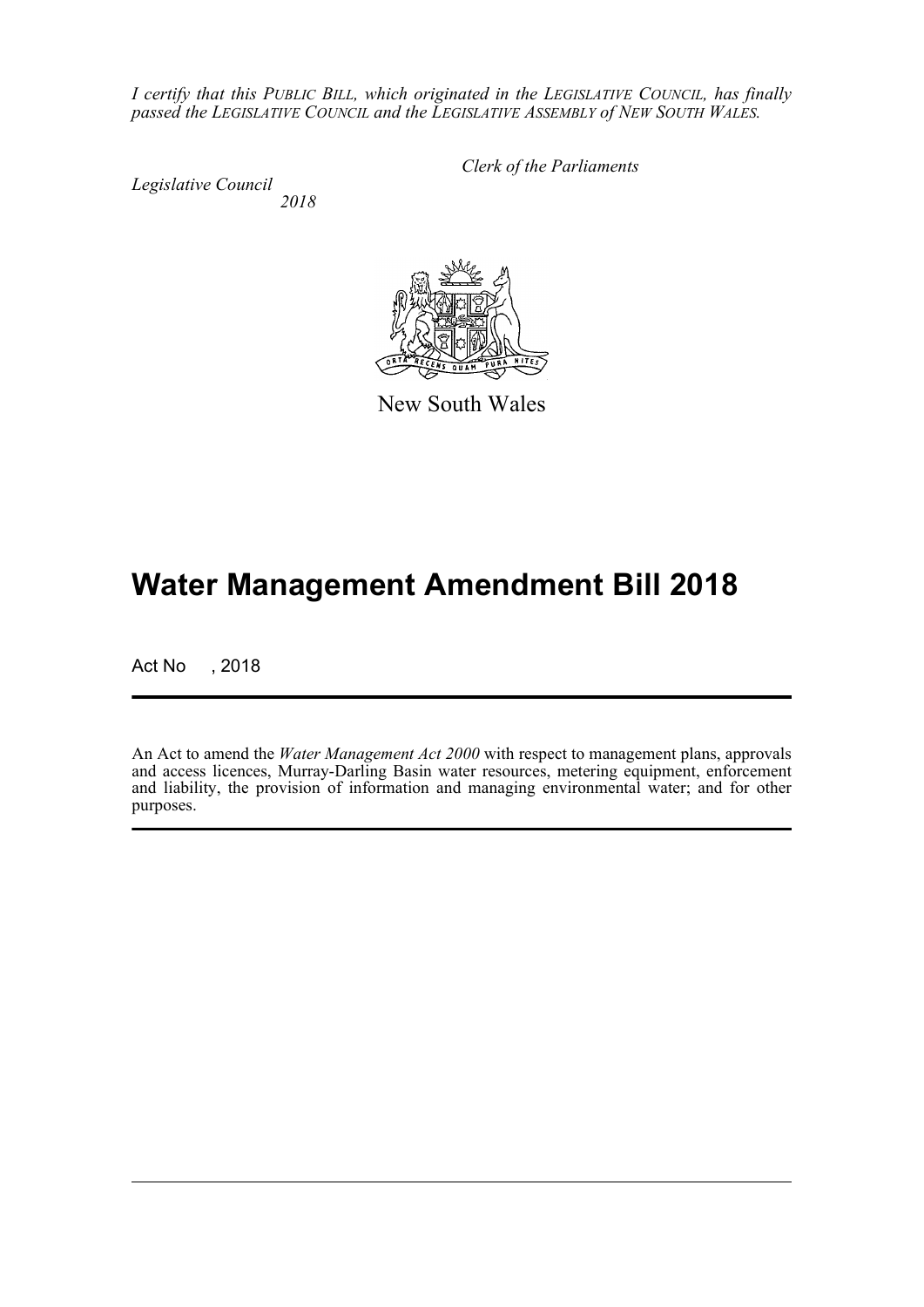*I certify that this PUBLIC BILL, which originated in the LEGISLATIVE COUNCIL, has finally passed the LEGISLATIVE COUNCIL and the LEGISLATIVE ASSEMBLY of NEW SOUTH WALES.*

*Clerk of the Parliaments*

*Legislative Council*
*2018*

New South Wales

# Water Management Amendment Bill 2018

Act No , 2018

An Act to amend the *Water Management Act 2000* with respect to management plans, approvals and access licences, Murray-Darling Basin water resources, metering equipment, enforcement and liability, the provision of information and managing environmental water; and for other purposes.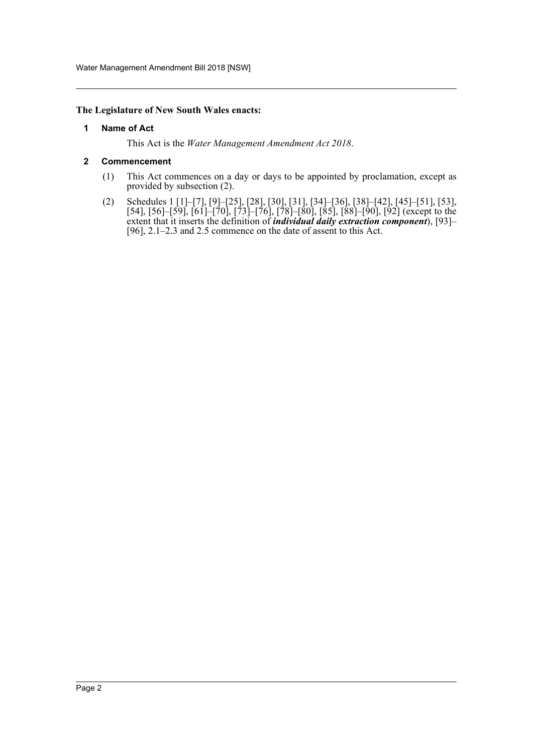**The Legislature of New South Wales enacts:**

## 1 Name of Act

This Act is the *Water Management Amendment Act 2018*.

## 2 Commencement

(1) This Act commences on a day or days to be appointed by proclamation, except as provided by subsection (2).

(2) Schedules 1 [1]–[7], [9]–[25], [28], [30], [31], [34]–[36], [38]–[42], [45]–[51], [53], [54], [56]–[59], [61]–[70], [73]–[76], [78]–[80], [85], [88]–[90], [92] (except to the extent that it inserts the definition of ***individual daily extraction component***), [93]–[96], 2.1–2.3 and 2.5 commence on the date of assent to this Act.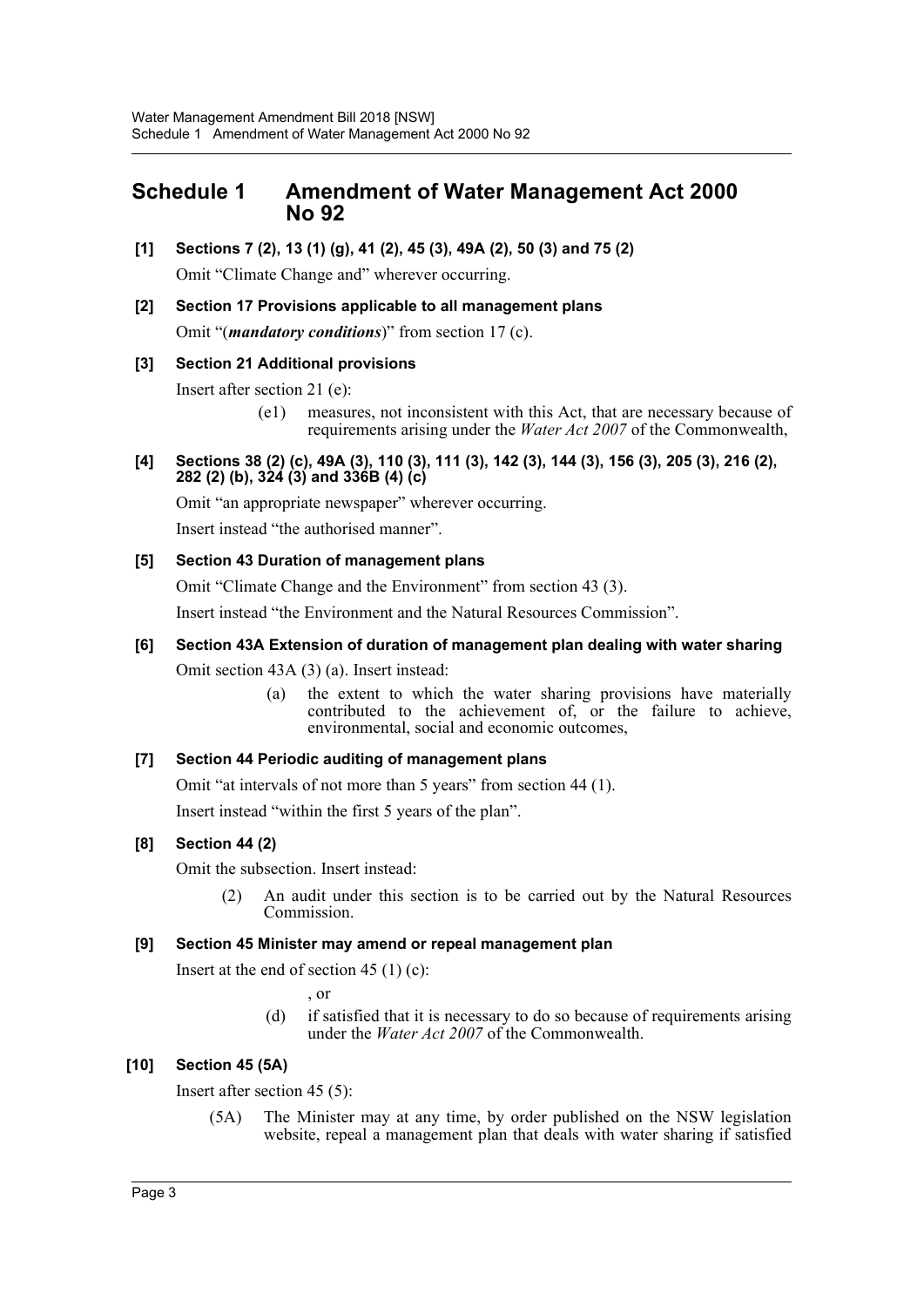# Schedule 1 Amendment of Water Management Act 2000 No 92

**[1] Sections 7 (2), 13 (1) (g), 41 (2), 45 (3), 49A (2), 50 (3) and 75 (2)**

Omit "Climate Change and" wherever occurring.

**[2] Section 17 Provisions applicable to all management plans**

Omit "(***mandatory conditions***)" from section 17 (c).

**[3] Section 21 Additional provisions**

Insert after section 21 (e):

> (e1) measures, not inconsistent with this Act, that are necessary because of requirements arising under the *Water Act 2007* of the Commonwealth,

**[4] Sections 38 (2) (c), 49A (3), 110 (3), 111 (3), 142 (3), 144 (3), 156 (3), 205 (3), 216 (2), 282 (2) (b), 324 (3) and 336B (4) (c)**

Omit "an appropriate newspaper" wherever occurring.

Insert instead "the authorised manner".

**[5] Section 43 Duration of management plans**

Omit "Climate Change and the Environment" from section 43 (3).

Insert instead "the Environment and the Natural Resources Commission".

**[6] Section 43A Extension of duration of management plan dealing with water sharing**

Omit section 43A (3) (a). Insert instead:

> (a) the extent to which the water sharing provisions have materially contributed to the achievement of, or the failure to achieve, environmental, social and economic outcomes,

**[7] Section 44 Periodic auditing of management plans**

Omit "at intervals of not more than 5 years" from section 44 (1).

Insert instead "within the first 5 years of the plan".

**[8] Section 44 (2)**

Omit the subsection. Insert instead:

> (2) An audit under this section is to be carried out by the Natural Resources Commission.

**[9] Section 45 Minister may amend or repeal management plan**

Insert at the end of section 45 (1) (c):

> , or
>
> (d) if satisfied that it is necessary to do so because of requirements arising under the *Water Act 2007* of the Commonwealth.

**[10] Section 45 (5A)**

Insert after section 45 (5):

> (5A) The Minister may at any time, by order published on the NSW legislation website, repeal a management plan that deals with water sharing if satisfied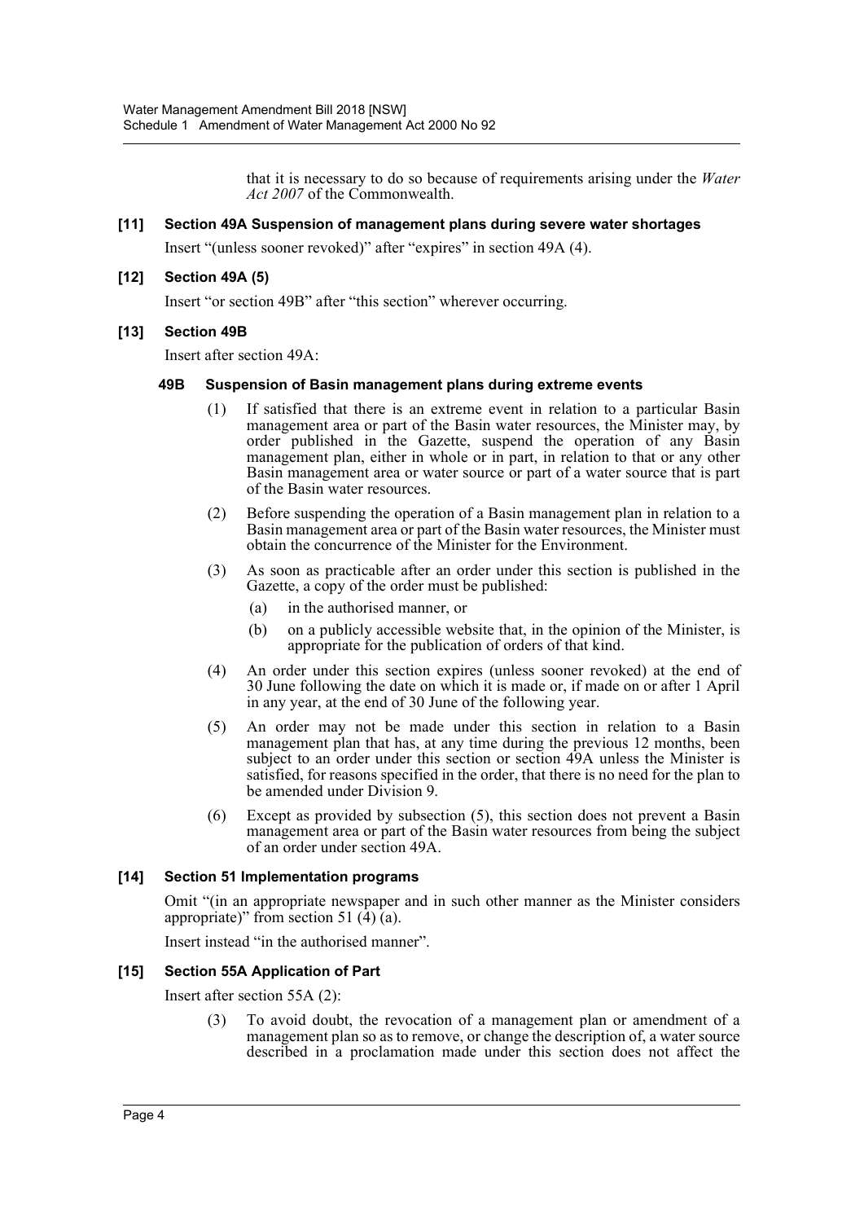that it is necessary to do so because of requirements arising under the *Water Act 2007* of the Commonwealth.

### [11] Section 49A Suspension of management plans during severe water shortages

Insert "(unless sooner revoked)" after "expires" in section 49A (4).

### [12] Section 49A (5)

Insert "or section 49B" after "this section" wherever occurring.

### [13] Section 49B

Insert after section 49A:

#### 49B Suspension of Basin management plans during extreme events

(1) If satisfied that there is an extreme event in relation to a particular Basin management area or part of the Basin water resources, the Minister may, by order published in the Gazette, suspend the operation of any Basin management plan, either in whole or in part, in relation to that or any other Basin management area or water source or part of a water source that is part of the Basin water resources.

(2) Before suspending the operation of a Basin management plan in relation to a Basin management area or part of the Basin water resources, the Minister must obtain the concurrence of the Minister for the Environment.

(3) As soon as practicable after an order under this section is published in the Gazette, a copy of the order must be published:

- (a) in the authorised manner, or
- (b) on a publicly accessible website that, in the opinion of the Minister, is appropriate for the publication of orders of that kind.

(4) An order under this section expires (unless sooner revoked) at the end of 30 June following the date on which it is made or, if made on or after 1 April in any year, at the end of 30 June of the following year.

(5) An order may not be made under this section in relation to a Basin management plan that has, at any time during the previous 12 months, been subject to an order under this section or section 49A unless the Minister is satisfied, for reasons specified in the order, that there is no need for the plan to be amended under Division 9.

(6) Except as provided by subsection (5), this section does not prevent a Basin management area or part of the Basin water resources from being the subject of an order under section 49A.

### [14] Section 51 Implementation programs

Omit "(in an appropriate newspaper and in such other manner as the Minister considers appropriate)" from section 51 (4) (a).

Insert instead "in the authorised manner".

### [15] Section 55A Application of Part

Insert after section 55A (2):

(3) To avoid doubt, the revocation of a management plan or amendment of a management plan so as to remove, or change the description of, a water source described in a proclamation made under this section does not affect the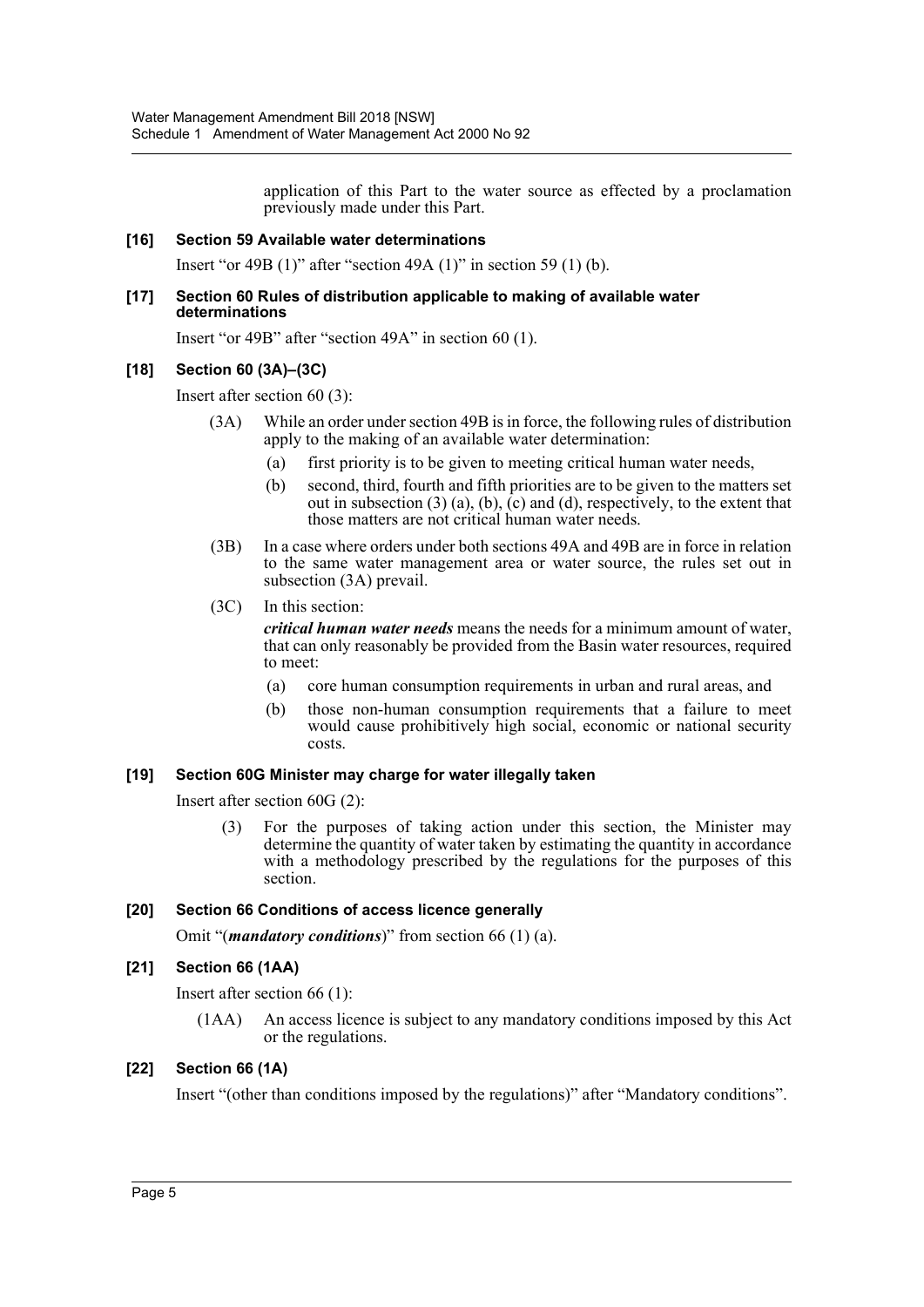application of this Part to the water source as effected by a proclamation previously made under this Part.

#### [16] Section 59 Available water determinations

Insert "or 49B (1)" after "section 49A (1)" in section 59 (1) (b).

#### [17] Section 60 Rules of distribution applicable to making of available water determinations

Insert "or 49B" after "section 49A" in section 60 (1).

#### [18] Section 60 (3A)–(3C)

Insert after section 60 (3):

(3A) While an order under section 49B is in force, the following rules of distribution apply to the making of an available water determination:

- (a) first priority is to be given to meeting critical human water needs,
- (b) second, third, fourth and fifth priorities are to be given to the matters set out in subsection (3) (a), (b), (c) and (d), respectively, to the extent that those matters are not critical human water needs.

(3B) In a case where orders under both sections 49A and 49B are in force in relation to the same water management area or water source, the rules set out in subsection (3A) prevail.

(3C) In this section:

***critical human water needs*** means the needs for a minimum amount of water, that can only reasonably be provided from the Basin water resources, required to meet:

- (a) core human consumption requirements in urban and rural areas, and
- (b) those non-human consumption requirements that a failure to meet would cause prohibitively high social, economic or national security costs.

#### [19] Section 60G Minister may charge for water illegally taken

Insert after section 60G (2):

(3) For the purposes of taking action under this section, the Minister may determine the quantity of water taken by estimating the quantity in accordance with a methodology prescribed by the regulations for the purposes of this section.

#### [20] Section 66 Conditions of access licence generally

Omit "(***mandatory conditions***)" from section 66 (1) (a).

#### [21] Section 66 (1AA)

Insert after section 66 (1):

(1AA) An access licence is subject to any mandatory conditions imposed by this Act or the regulations.

#### [22] Section 66 (1A)

Insert "(other than conditions imposed by the regulations)" after "Mandatory conditions".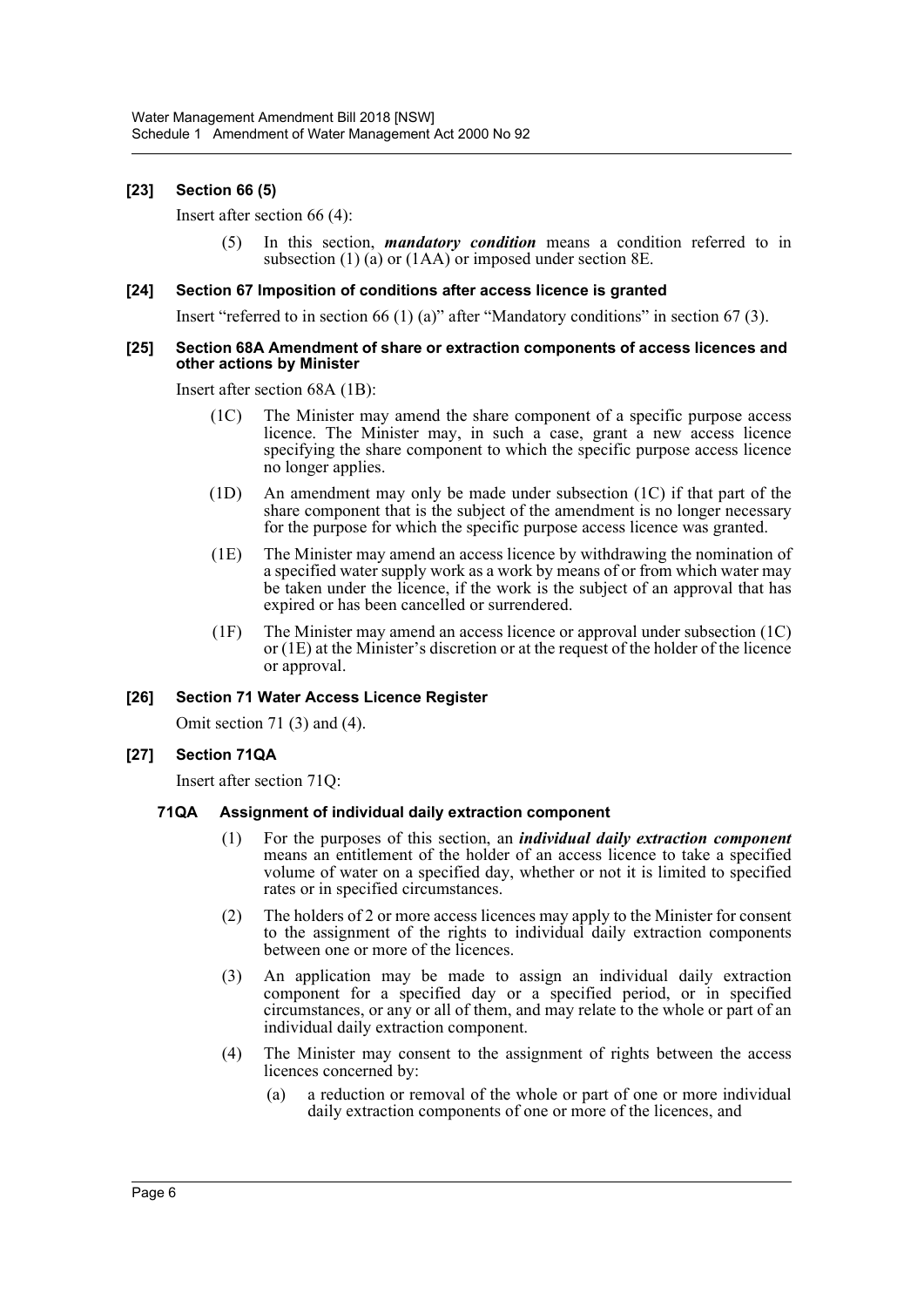### [23] Section 66 (5)

Insert after section 66 (4):

> (5) In this section, ***mandatory condition*** means a condition referred to in subsection (1) (a) or (1AA) or imposed under section 8E.

### [24] Section 67 Imposition of conditions after access licence is granted

Insert "referred to in section 66 (1) (a)" after "Mandatory conditions" in section 67 (3).

### [25] Section 68A Amendment of share or extraction components of access licences and other actions by Minister

Insert after section 68A (1B):

> (1C) The Minister may amend the share component of a specific purpose access licence. The Minister may, in such a case, grant a new access licence specifying the share component to which the specific purpose access licence no longer applies.
>
> (1D) An amendment may only be made under subsection (1C) if that part of the share component that is the subject of the amendment is no longer necessary for the purpose for which the specific purpose access licence was granted.
>
> (1E) The Minister may amend an access licence by withdrawing the nomination of a specified water supply work as a work by means of or from which water may be taken under the licence, if the work is the subject of an approval that has expired or has been cancelled or surrendered.
>
> (1F) The Minister may amend an access licence or approval under subsection (1C) or (1E) at the Minister's discretion or at the request of the holder of the licence or approval.

### [26] Section 71 Water Access Licence Register

Omit section 71 (3) and (4).

### [27] Section 71QA

Insert after section 71Q:

#### 71QA Assignment of individual daily extraction component

> (1) For the purposes of this section, an ***individual daily extraction component*** means an entitlement of the holder of an access licence to take a specified volume of water on a specified day, whether or not it is limited to specified rates or in specified circumstances.
>
> (2) The holders of 2 or more access licences may apply to the Minister for consent to the assignment of the rights to individual daily extraction components between one or more of the licences.
>
> (3) An application may be made to assign an individual daily extraction component for a specified day or a specified period, or in specified circumstances, or any or all of them, and may relate to the whole or part of an individual daily extraction component.
>
> (4) The Minister may consent to the assignment of rights between the access licences concerned by:
>
> (a) a reduction or removal of the whole or part of one or more individual daily extraction components of one or more of the licences, and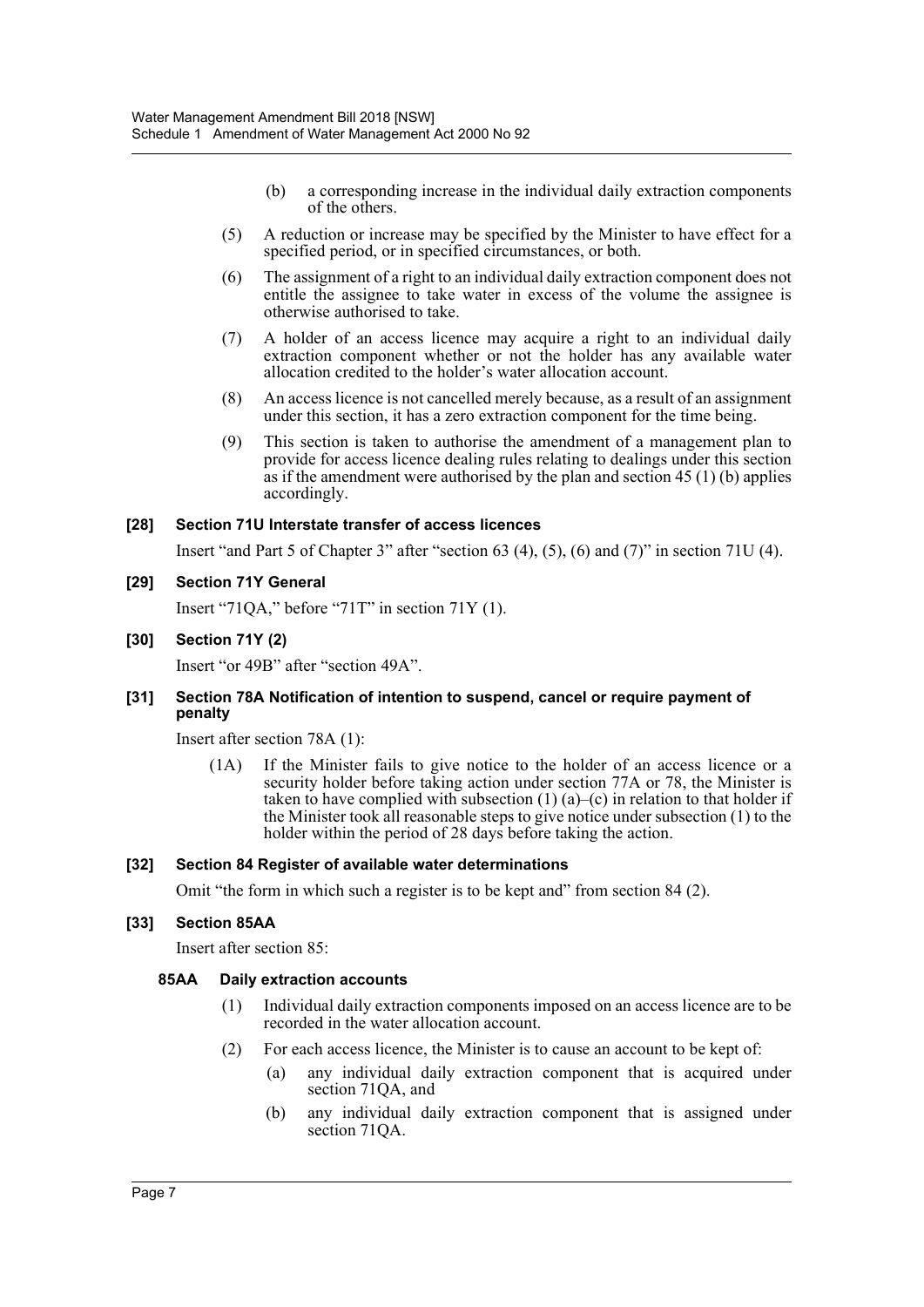(b) a corresponding increase in the individual daily extraction components of the others.

(5) A reduction or increase may be specified by the Minister to have effect for a specified period, or in specified circumstances, or both.

(6) The assignment of a right to an individual daily extraction component does not entitle the assignee to take water in excess of the volume the assignee is otherwise authorised to take.

(7) A holder of an access licence may acquire a right to an individual daily extraction component whether or not the holder has any available water allocation credited to the holder's water allocation account.

(8) An access licence is not cancelled merely because, as a result of an assignment under this section, it has a zero extraction component for the time being.

(9) This section is taken to authorise the amendment of a management plan to provide for access licence dealing rules relating to dealings under this section as if the amendment were authorised by the plan and section 45 (1) (b) applies accordingly.

### [28] Section 71U Interstate transfer of access licences

Insert "and Part 5 of Chapter 3" after "section 63 (4), (5), (6) and (7)" in section 71U (4).

### [29] Section 71Y General

Insert "71QA," before "71T" in section 71Y (1).

### [30] Section 71Y (2)

Insert "or 49B" after "section 49A".

### [31] Section 78A Notification of intention to suspend, cancel or require payment of penalty

Insert after section 78A (1):

(1A) If the Minister fails to give notice to the holder of an access licence or a security holder before taking action under section 77A or 78, the Minister is taken to have complied with subsection (1) (a)–(c) in relation to that holder if the Minister took all reasonable steps to give notice under subsection (1) to the holder within the period of 28 days before taking the action.

### [32] Section 84 Register of available water determinations

Omit "the form in which such a register is to be kept and" from section 84 (2).

### [33] Section 85AA

Insert after section 85:

#### 85AA Daily extraction accounts

(1) Individual daily extraction components imposed on an access licence are to be recorded in the water allocation account.

(2) For each access licence, the Minister is to cause an account to be kept of:

(a) any individual daily extraction component that is acquired under section 71QA, and

(b) any individual daily extraction component that is assigned under section 71QA.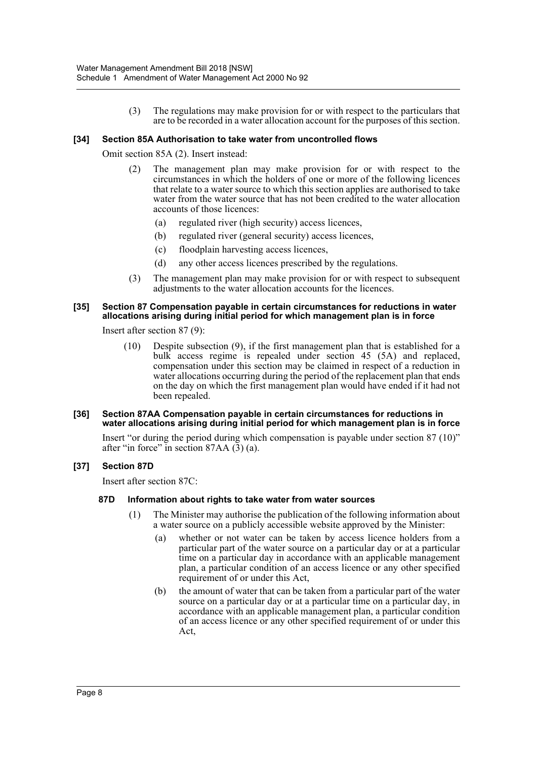(3) The regulations may make provision for or with respect to the particulars that are to be recorded in a water allocation account for the purposes of this section.

### [34] Section 85A Authorisation to take water from uncontrolled flows

Omit section 85A (2). Insert instead:

(2) The management plan may make provision for or with respect to the circumstances in which the holders of one or more of the following licences that relate to a water source to which this section applies are authorised to take water from the water source that has not been credited to the water allocation accounts of those licences:

(a) regulated river (high security) access licences,

(b) regulated river (general security) access licences,

(c) floodplain harvesting access licences,

(d) any other access licences prescribed by the regulations.

(3) The management plan may make provision for or with respect to subsequent adjustments to the water allocation accounts for the licences.

### [35] Section 87 Compensation payable in certain circumstances for reductions in water allocations arising during initial period for which management plan is in force

Insert after section 87 (9):

(10) Despite subsection (9), if the first management plan that is established for a bulk access regime is repealed under section 45 (5A) and replaced, compensation under this section may be claimed in respect of a reduction in water allocations occurring during the period of the replacement plan that ends on the day on which the first management plan would have ended if it had not been repealed.

### [36] Section 87AA Compensation payable in certain circumstances for reductions in water allocations arising during initial period for which management plan is in force

Insert "or during the period during which compensation is payable under section 87 (10)" after "in force" in section 87AA (3) (a).

### [37] Section 87D

Insert after section 87C:

#### 87D Information about rights to take water from water sources

(1) The Minister may authorise the publication of the following information about a water source on a publicly accessible website approved by the Minister:

(a) whether or not water can be taken by access licence holders from a particular part of the water source on a particular day or at a particular time on a particular day in accordance with an applicable management plan, a particular condition of an access licence or any other specified requirement of or under this Act,

(b) the amount of water that can be taken from a particular part of the water source on a particular day or at a particular time on a particular day, in accordance with an applicable management plan, a particular condition of an access licence or any other specified requirement of or under this Act,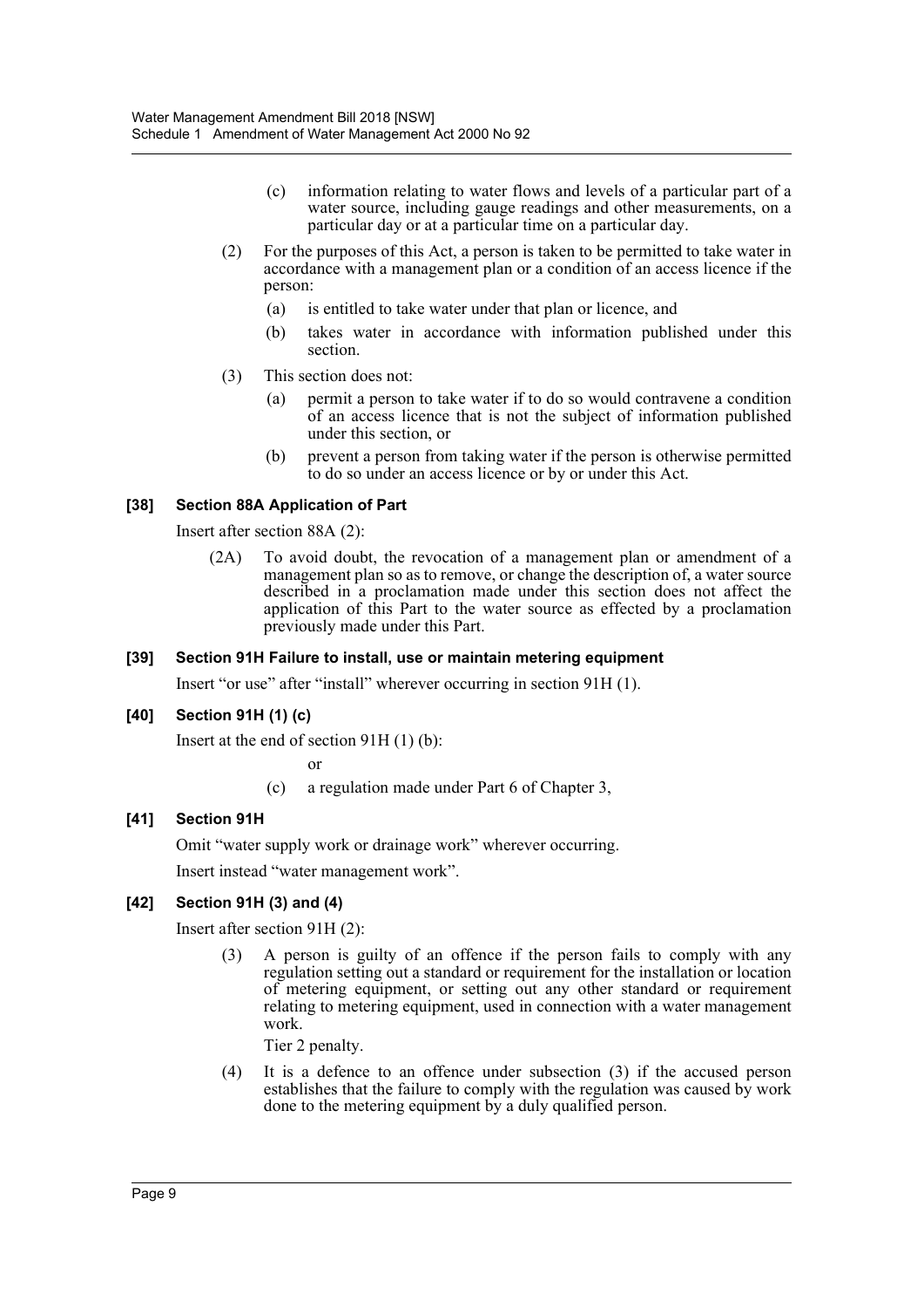(c) information relating to water flows and levels of a particular part of a water source, including gauge readings and other measurements, on a particular day or at a particular time on a particular day.

(2) For the purposes of this Act, a person is taken to be permitted to take water in accordance with a management plan or a condition of an access licence if the person:

(a) is entitled to take water under that plan or licence, and

(b) takes water in accordance with information published under this section.

(3) This section does not:

(a) permit a person to take water if to do so would contravene a condition of an access licence that is not the subject of information published under this section, or

(b) prevent a person from taking water if the person is otherwise permitted to do so under an access licence or by or under this Act.

### [38] Section 88A Application of Part

Insert after section 88A (2):

(2A) To avoid doubt, the revocation of a management plan or amendment of a management plan so as to remove, or change the description of, a water source described in a proclamation made under this section does not affect the application of this Part to the water source as effected by a proclamation previously made under this Part.

### [39] Section 91H Failure to install, use or maintain metering equipment

Insert "or use" after "install" wherever occurring in section 91H (1).

### [40] Section 91H (1) (c)

Insert at the end of section 91H (1) (b):

or

(c) a regulation made under Part 6 of Chapter 3,

### [41] Section 91H

Omit "water supply work or drainage work" wherever occurring.

Insert instead "water management work".

### [42] Section 91H (3) and (4)

Insert after section 91H (2):

(3) A person is guilty of an offence if the person fails to comply with any regulation setting out a standard or requirement for the installation or location of metering equipment, or setting out any other standard or requirement relating to metering equipment, used in connection with a water management work.

Tier 2 penalty.

(4) It is a defence to an offence under subsection (3) if the accused person establishes that the failure to comply with the regulation was caused by work done to the metering equipment by a duly qualified person.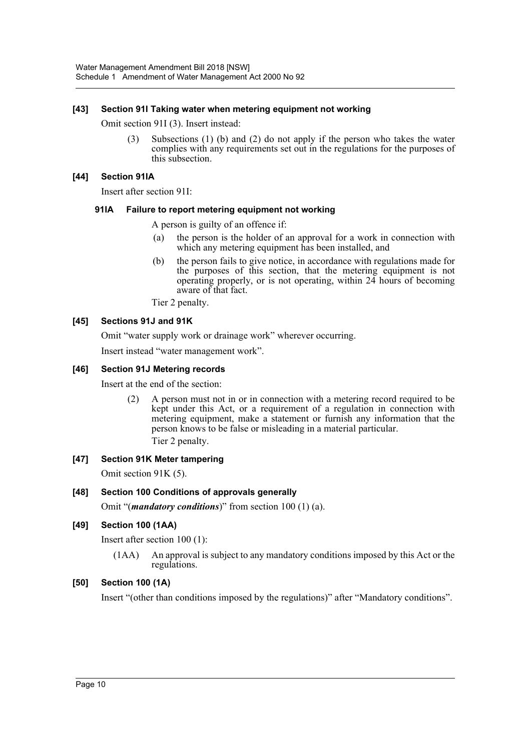### [43] Section 91I Taking water when metering equipment not working

Omit section 91I (3). Insert instead:

> (3) Subsections (1) (b) and (2) do not apply if the person who takes the water complies with any requirements set out in the regulations for the purposes of this subsection.

### [44] Section 91IA

Insert after section 91I:

#### 91IA Failure to report metering equipment not working

A person is guilty of an offence if:

(a) the person is the holder of an approval for a work in connection with which any metering equipment has been installed, and

(b) the person fails to give notice, in accordance with regulations made for the purposes of this section, that the metering equipment is not operating properly, or is not operating, within 24 hours of becoming aware of that fact.

Tier 2 penalty.

### [45] Sections 91J and 91K

Omit "water supply work or drainage work" wherever occurring.

Insert instead "water management work".

### [46] Section 91J Metering records

Insert at the end of the section:

> (2) A person must not in or in connection with a metering record required to be kept under this Act, or a requirement of a regulation in connection with metering equipment, make a statement or furnish any information that the person knows to be false or misleading in a material particular.
>
> Tier 2 penalty.

### [47] Section 91K Meter tampering

Omit section 91K (5).

### [48] Section 100 Conditions of approvals generally

Omit "(***mandatory conditions***)" from section 100 (1) (a).

### [49] Section 100 (1AA)

Insert after section 100 (1):

> (1AA) An approval is subject to any mandatory conditions imposed by this Act or the regulations.

### [50] Section 100 (1A)

Insert "(other than conditions imposed by the regulations)" after "Mandatory conditions".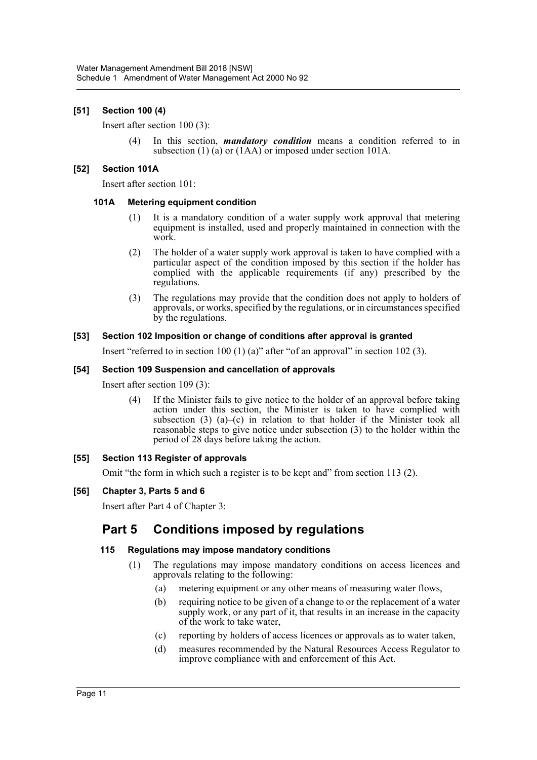**[51] Section 100 (4)**

Insert after section 100 (3):

> (4) In this section, ***mandatory condition*** means a condition referred to in subsection (1) (a) or (1AA) or imposed under section 101A.

**[52] Section 101A**

Insert after section 101:

> **101A Metering equipment condition**
>
> (1) It is a mandatory condition of a water supply work approval that metering equipment is installed, used and properly maintained in connection with the work.
>
> (2) The holder of a water supply work approval is taken to have complied with a particular aspect of the condition imposed by this section if the holder has complied with the applicable requirements (if any) prescribed by the regulations.
>
> (3) The regulations may provide that the condition does not apply to holders of approvals, or works, specified by the regulations, or in circumstances specified by the regulations.

**[53] Section 102 Imposition or change of conditions after approval is granted**

Insert "referred to in section 100 (1) (a)" after "of an approval" in section 102 (3).

**[54] Section 109 Suspension and cancellation of approvals**

Insert after section 109 (3):

> (4) If the Minister fails to give notice to the holder of an approval before taking action under this section, the Minister is taken to have complied with subsection (3) (a)–(c) in relation to that holder if the Minister took all reasonable steps to give notice under subsection (3) to the holder within the period of 28 days before taking the action.

**[55] Section 113 Register of approvals**

Omit "the form in which such a register is to be kept and" from section 113 (2).

**[56] Chapter 3, Parts 5 and 6**

Insert after Part 4 of Chapter 3:

## Part 5 Conditions imposed by regulations

> **115 Regulations may impose mandatory conditions**
>
> (1) The regulations may impose mandatory conditions on access licences and approvals relating to the following:
>
> (a) metering equipment or any other means of measuring water flows,
>
> (b) requiring notice to be given of a change to or the replacement of a water supply work, or any part of it, that results in an increase in the capacity of the work to take water,
>
> (c) reporting by holders of access licences or approvals as to water taken,
>
> (d) measures recommended by the Natural Resources Access Regulator to improve compliance with and enforcement of this Act.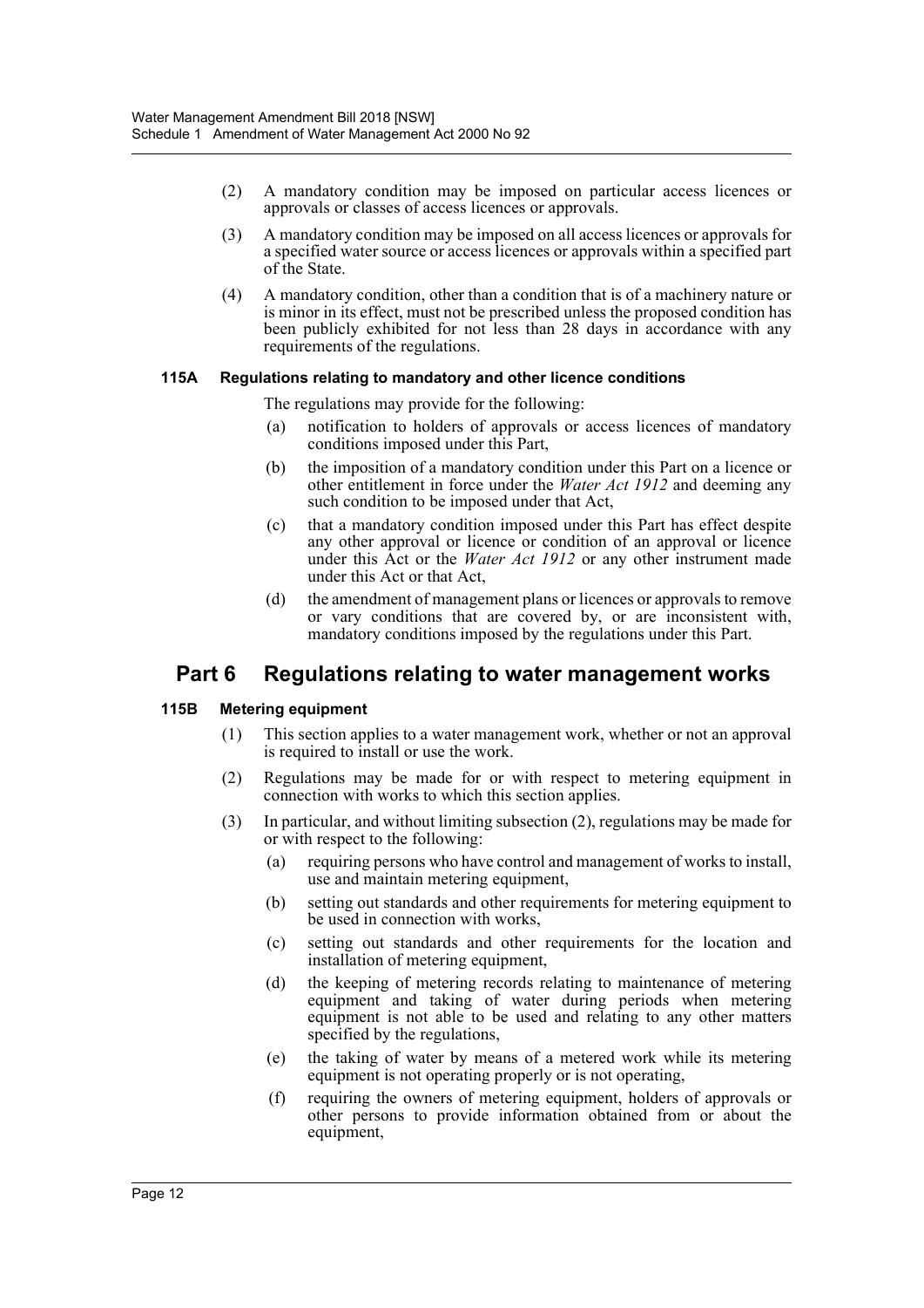(2) A mandatory condition may be imposed on particular access licences or approvals or classes of access licences or approvals.

(3) A mandatory condition may be imposed on all access licences or approvals for a specified water source or access licences or approvals within a specified part of the State.

(4) A mandatory condition, other than a condition that is of a machinery nature or is minor in its effect, must not be prescribed unless the proposed condition has been publicly exhibited for not less than 28 days in accordance with any requirements of the regulations.

#### 115A Regulations relating to mandatory and other licence conditions

The regulations may provide for the following:

(a) notification to holders of approvals or access licences of mandatory conditions imposed under this Part,

(b) the imposition of a mandatory condition under this Part on a licence or other entitlement in force under the *Water Act 1912* and deeming any such condition to be imposed under that Act,

(c) that a mandatory condition imposed under this Part has effect despite any other approval or licence or condition of an approval or licence under this Act or the *Water Act 1912* or any other instrument made under this Act or that Act,

(d) the amendment of management plans or licences or approvals to remove or vary conditions that are covered by, or are inconsistent with, mandatory conditions imposed by the regulations under this Part.

## Part 6 Regulations relating to water management works

#### 115B Metering equipment

(1) This section applies to a water management work, whether or not an approval is required to install or use the work.

(2) Regulations may be made for or with respect to metering equipment in connection with works to which this section applies.

(3) In particular, and without limiting subsection (2), regulations may be made for or with respect to the following:

(a) requiring persons who have control and management of works to install, use and maintain metering equipment,

(b) setting out standards and other requirements for metering equipment to be used in connection with works,

(c) setting out standards and other requirements for the location and installation of metering equipment,

(d) the keeping of metering records relating to maintenance of metering equipment and taking of water during periods when metering equipment is not able to be used and relating to any other matters specified by the regulations,

(e) the taking of water by means of a metered work while its metering equipment is not operating properly or is not operating,

(f) requiring the owners of metering equipment, holders of approvals or other persons to provide information obtained from or about the equipment,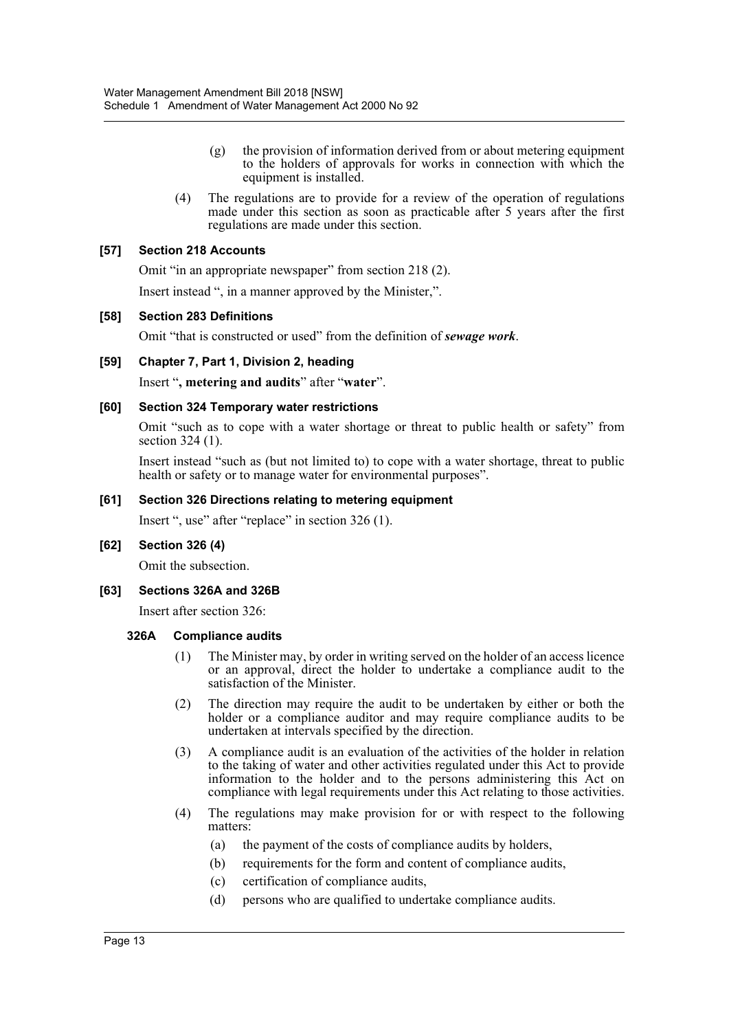(g) the provision of information derived from or about metering equipment to the holders of approvals for works in connection with which the equipment is installed.

(4) The regulations are to provide for a review of the operation of regulations made under this section as soon as practicable after 5 years after the first regulations are made under this section.

### [57] Section 218 Accounts

Omit "in an appropriate newspaper" from section 218 (2).

Insert instead ", in a manner approved by the Minister,".

### [58] Section 283 Definitions

Omit "that is constructed or used" from the definition of ***sewage work***.

### [59] Chapter 7, Part 1, Division 2, heading

Insert "**, metering and audits**" after "**water**".

### [60] Section 324 Temporary water restrictions

Omit "such as to cope with a water shortage or threat to public health or safety" from section 324 (1).

Insert instead "such as (but not limited to) to cope with a water shortage, threat to public health or safety or to manage water for environmental purposes".

### [61] Section 326 Directions relating to metering equipment

Insert ", use" after "replace" in section 326 (1).

### [62] Section 326 (4)

Omit the subsection.

### [63] Sections 326A and 326B

Insert after section 326:

#### 326A Compliance audits

(1) The Minister may, by order in writing served on the holder of an access licence or an approval, direct the holder to undertake a compliance audit to the satisfaction of the Minister.

(2) The direction may require the audit to be undertaken by either or both the holder or a compliance auditor and may require compliance audits to be undertaken at intervals specified by the direction.

(3) A compliance audit is an evaluation of the activities of the holder in relation to the taking of water and other activities regulated under this Act to provide information to the holder and to the persons administering this Act on compliance with legal requirements under this Act relating to those activities.

(4) The regulations may make provision for or with respect to the following matters:

- (a) the payment of the costs of compliance audits by holders,
- (b) requirements for the form and content of compliance audits,
- (c) certification of compliance audits,
- (d) persons who are qualified to undertake compliance audits.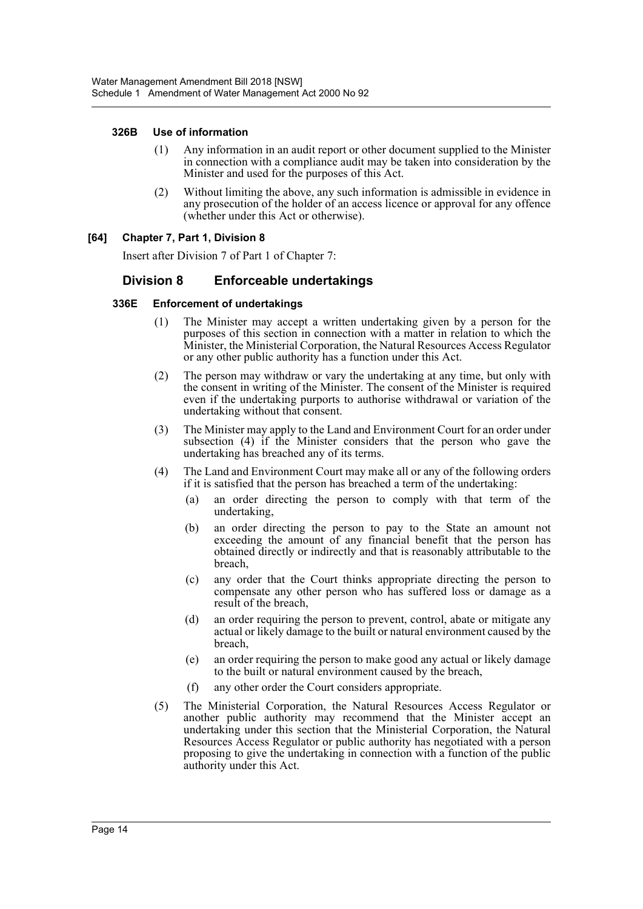**326B Use of information**

(1) Any information in an audit report or other document supplied to the Minister in connection with a compliance audit may be taken into consideration by the Minister and used for the purposes of this Act.

(2) Without limiting the above, any such information is admissible in evidence in any prosecution of the holder of an access licence or approval for any offence (whether under this Act or otherwise).

**[64] Chapter 7, Part 1, Division 8**

Insert after Division 7 of Part 1 of Chapter 7:

## Division 8 Enforceable undertakings

**336E Enforcement of undertakings**

(1) The Minister may accept a written undertaking given by a person for the purposes of this section in connection with a matter in relation to which the Minister, the Ministerial Corporation, the Natural Resources Access Regulator or any other public authority has a function under this Act.

(2) The person may withdraw or vary the undertaking at any time, but only with the consent in writing of the Minister. The consent of the Minister is required even if the undertaking purports to authorise withdrawal or variation of the undertaking without that consent.

(3) The Minister may apply to the Land and Environment Court for an order under subsection (4) if the Minister considers that the person who gave the undertaking has breached any of its terms.

(4) The Land and Environment Court may make all or any of the following orders if it is satisfied that the person has breached a term of the undertaking:

(a) an order directing the person to comply with that term of the undertaking,

(b) an order directing the person to pay to the State an amount not exceeding the amount of any financial benefit that the person has obtained directly or indirectly and that is reasonably attributable to the breach,

(c) any order that the Court thinks appropriate directing the person to compensate any other person who has suffered loss or damage as a result of the breach,

(d) an order requiring the person to prevent, control, abate or mitigate any actual or likely damage to the built or natural environment caused by the breach,

(e) an order requiring the person to make good any actual or likely damage to the built or natural environment caused by the breach,

(f) any other order the Court considers appropriate.

(5) The Ministerial Corporation, the Natural Resources Access Regulator or another public authority may recommend that the Minister accept an undertaking under this section that the Ministerial Corporation, the Natural Resources Access Regulator or public authority has negotiated with a person proposing to give the undertaking in connection with a function of the public authority under this Act.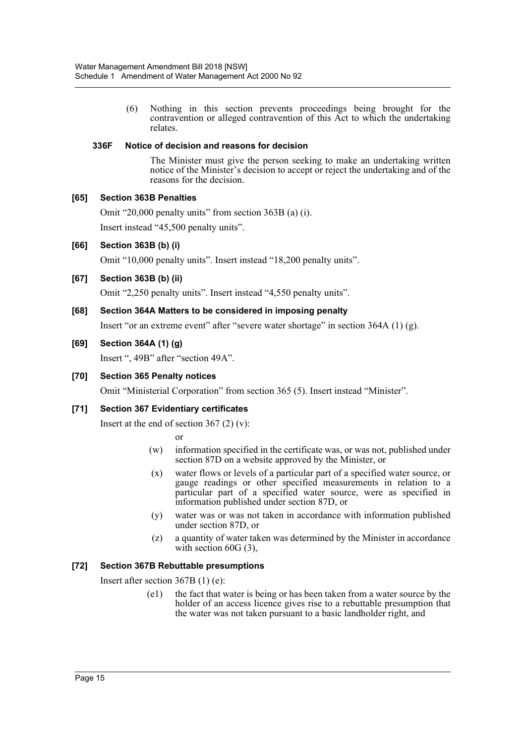(6) Nothing in this section prevents proceedings being brought for the contravention or alleged contravention of this Act to which the undertaking relates.

**336F Notice of decision and reasons for decision**

The Minister must give the person seeking to make an undertaking written notice of the Minister's decision to accept or reject the undertaking and of the reasons for the decision.

**[65] Section 363B Penalties**

Omit "20,000 penalty units" from section 363B (a) (i).

Insert instead "45,500 penalty units".

**[66] Section 363B (b) (i)**

Omit "10,000 penalty units". Insert instead "18,200 penalty units".

**[67] Section 363B (b) (ii)**

Omit "2,250 penalty units". Insert instead "4,550 penalty units".

**[68] Section 364A Matters to be considered in imposing penalty**

Insert "or an extreme event" after "severe water shortage" in section 364A (1) (g).

**[69] Section 364A (1) (g)**

Insert ", 49B" after "section 49A".

**[70] Section 365 Penalty notices**

Omit "Ministerial Corporation" from section 365 (5). Insert instead "Minister".

**[71] Section 367 Evidentiary certificates**

Insert at the end of section 367 (2) (v):

or

(w) information specified in the certificate was, or was not, published under section 87D on a website approved by the Minister, or

(x) water flows or levels of a particular part of a specified water source, or gauge readings or other specified measurements in relation to a particular part of a specified water source, were as specified in information published under section 87D, or

(y) water was or was not taken in accordance with information published under section 87D, or

(z) a quantity of water taken was determined by the Minister in accordance with section 60G (3),

**[72] Section 367B Rebuttable presumptions**

Insert after section 367B (1) (e):

(e1) the fact that water is being or has been taken from a water source by the holder of an access licence gives rise to a rebuttable presumption that the water was not taken pursuant to a basic landholder right, and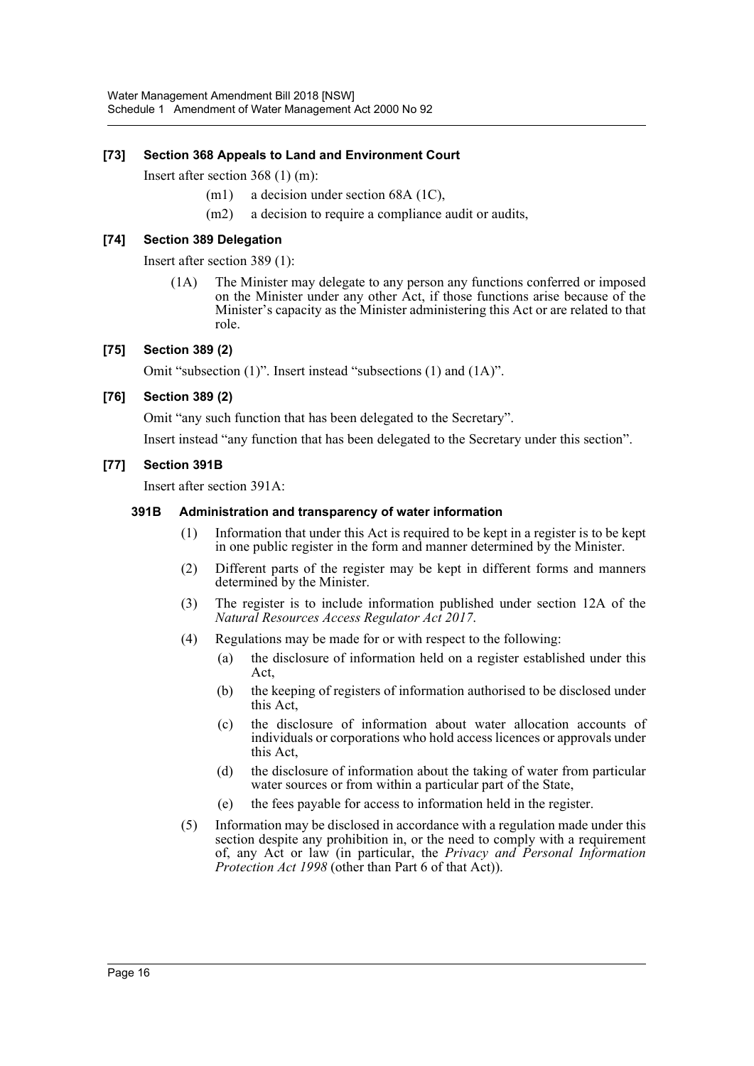### [73] Section 368 Appeals to Land and Environment Court

Insert after section 368 (1) (m):

(m1) a decision under section 68A (1C),

(m2) a decision to require a compliance audit or audits,

### [74] Section 389 Delegation

Insert after section 389 (1):

(1A) The Minister may delegate to any person any functions conferred or imposed on the Minister under any other Act, if those functions arise because of the Minister's capacity as the Minister administering this Act or are related to that role.

### [75] Section 389 (2)

Omit "subsection (1)". Insert instead "subsections (1) and (1A)".

### [76] Section 389 (2)

Omit "any such function that has been delegated to the Secretary".

Insert instead "any function that has been delegated to the Secretary under this section".

### [77] Section 391B

Insert after section 391A:

#### 391B Administration and transparency of water information

(1) Information that under this Act is required to be kept in a register is to be kept in one public register in the form and manner determined by the Minister.

(2) Different parts of the register may be kept in different forms and manners determined by the Minister.

(3) The register is to include information published under section 12A of the *Natural Resources Access Regulator Act 2017*.

(4) Regulations may be made for or with respect to the following:

(a) the disclosure of information held on a register established under this Act,

(b) the keeping of registers of information authorised to be disclosed under this Act,

(c) the disclosure of information about water allocation accounts of individuals or corporations who hold access licences or approvals under this Act,

(d) the disclosure of information about the taking of water from particular water sources or from within a particular part of the State,

(e) the fees payable for access to information held in the register.

(5) Information may be disclosed in accordance with a regulation made under this section despite any prohibition in, or the need to comply with a requirement of, any Act or law (in particular, the *Privacy and Personal Information Protection Act 1998* (other than Part 6 of that Act)).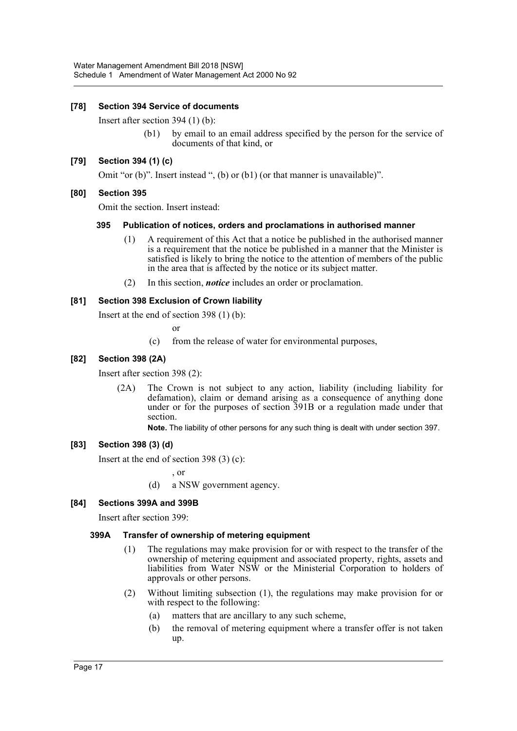### [78] Section 394 Service of documents

Insert after section 394 (1) (b):

> (b1) by email to an email address specified by the person for the service of documents of that kind, or

### [79] Section 394 (1) (c)

Omit "or (b)". Insert instead ", (b) or (b1) (or that manner is unavailable)".

### [80] Section 395

Omit the section. Insert instead:

#### 395 Publication of notices, orders and proclamations in authorised manner

(1) A requirement of this Act that a notice be published in the authorised manner is a requirement that the notice be published in a manner that the Minister is satisfied is likely to bring the notice to the attention of members of the public in the area that is affected by the notice or its subject matter.

(2) In this section, ***notice*** includes an order or proclamation.

### [81] Section 398 Exclusion of Crown liability

Insert at the end of section 398 (1) (b):

> or
>
> (c) from the release of water for environmental purposes,

### [82] Section 398 (2A)

Insert after section 398 (2):

(2A) The Crown is not subject to any action, liability (including liability for defamation), claim or demand arising as a consequence of anything done under or for the purposes of section 391B or a regulation made under that section.

**Note.** The liability of other persons for any such thing is dealt with under section 397.

### [83] Section 398 (3) (d)

Insert at the end of section 398 (3) (c):

> , or
>
> (d) a NSW government agency.

### [84] Sections 399A and 399B

Insert after section 399:

#### 399A Transfer of ownership of metering equipment

(1) The regulations may make provision for or with respect to the transfer of the ownership of metering equipment and associated property, rights, assets and liabilities from Water NSW or the Ministerial Corporation to holders of approvals or other persons.

(2) Without limiting subsection (1), the regulations may make provision for or with respect to the following:

(a) matters that are ancillary to any such scheme,

(b) the removal of metering equipment where a transfer offer is not taken up.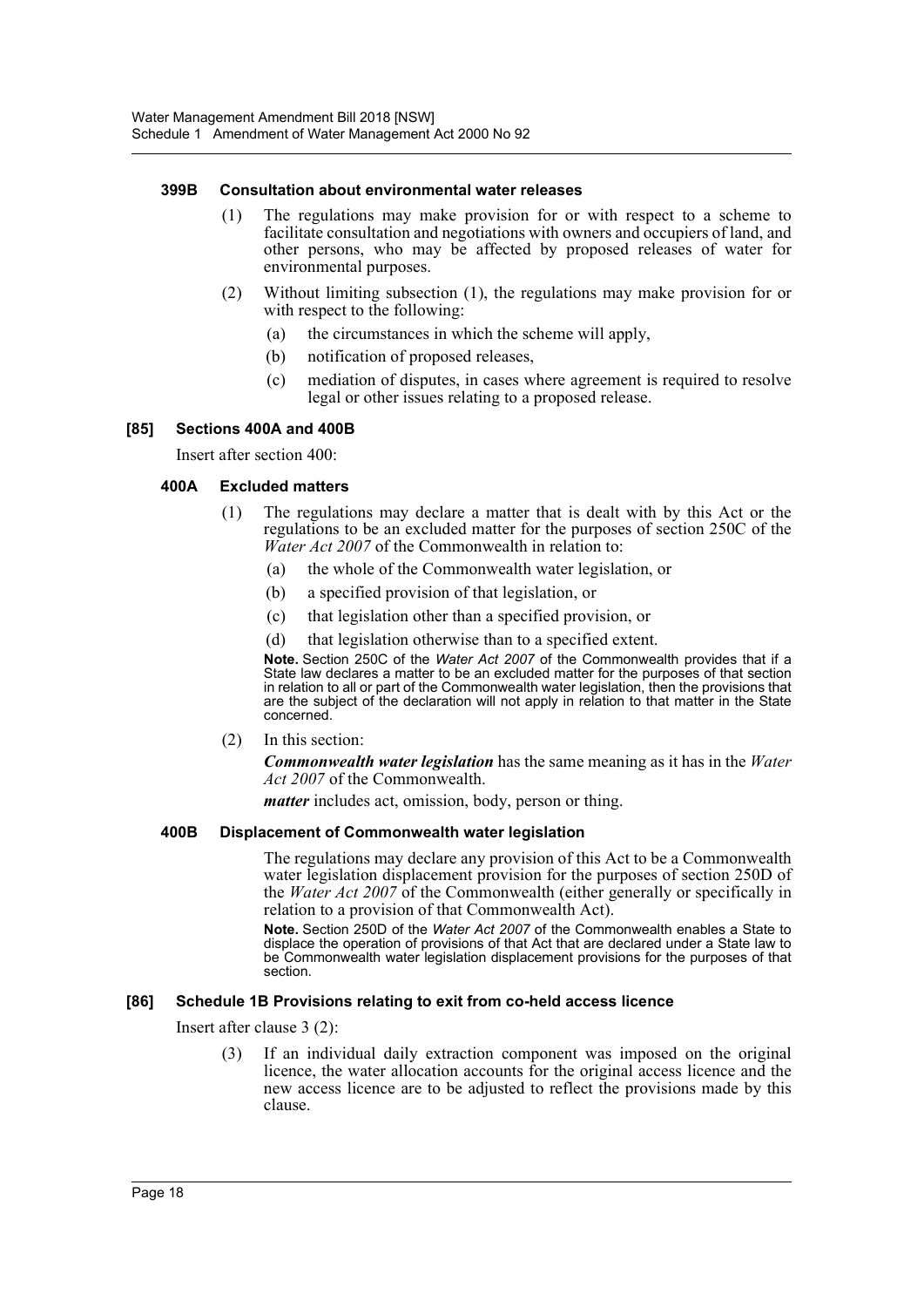#### 399B Consultation about environmental water releases

(1) The regulations may make provision for or with respect to a scheme to facilitate consultation and negotiations with owners and occupiers of land, and other persons, who may be affected by proposed releases of water for environmental purposes.

(2) Without limiting subsection (1), the regulations may make provision for or with respect to the following:

- (a) the circumstances in which the scheme will apply,
- (b) notification of proposed releases,
- (c) mediation of disputes, in cases where agreement is required to resolve legal or other issues relating to a proposed release.

### [85] Sections 400A and 400B

Insert after section 400:

#### 400A Excluded matters

(1) The regulations may declare a matter that is dealt with by this Act or the regulations to be an excluded matter for the purposes of section 250C of the *Water Act 2007* of the Commonwealth in relation to:

- (a) the whole of the Commonwealth water legislation, or
- (b) a specified provision of that legislation, or
- (c) that legislation other than a specified provision, or
- (d) that legislation otherwise than to a specified extent.

**Note.** Section 250C of the *Water Act 2007* of the Commonwealth provides that if a State law declares a matter to be an excluded matter for the purposes of that section in relation to all or part of the Commonwealth water legislation, then the provisions that are the subject of the declaration will not apply in relation to that matter in the State concerned.

(2) In this section:

***Commonwealth water legislation*** has the same meaning as it has in the *Water Act 2007* of the Commonwealth.

***matter*** includes act, omission, body, person or thing.

#### 400B Displacement of Commonwealth water legislation

The regulations may declare any provision of this Act to be a Commonwealth water legislation displacement provision for the purposes of section 250D of the *Water Act 2007* of the Commonwealth (either generally or specifically in relation to a provision of that Commonwealth Act).

**Note.** Section 250D of the *Water Act 2007* of the Commonwealth enables a State to displace the operation of provisions of that Act that are declared under a State law to be Commonwealth water legislation displacement provisions for the purposes of that section.

### [86] Schedule 1B Provisions relating to exit from co-held access licence

Insert after clause 3 (2):

(3) If an individual daily extraction component was imposed on the original licence, the water allocation accounts for the original access licence and the new access licence are to be adjusted to reflect the provisions made by this clause.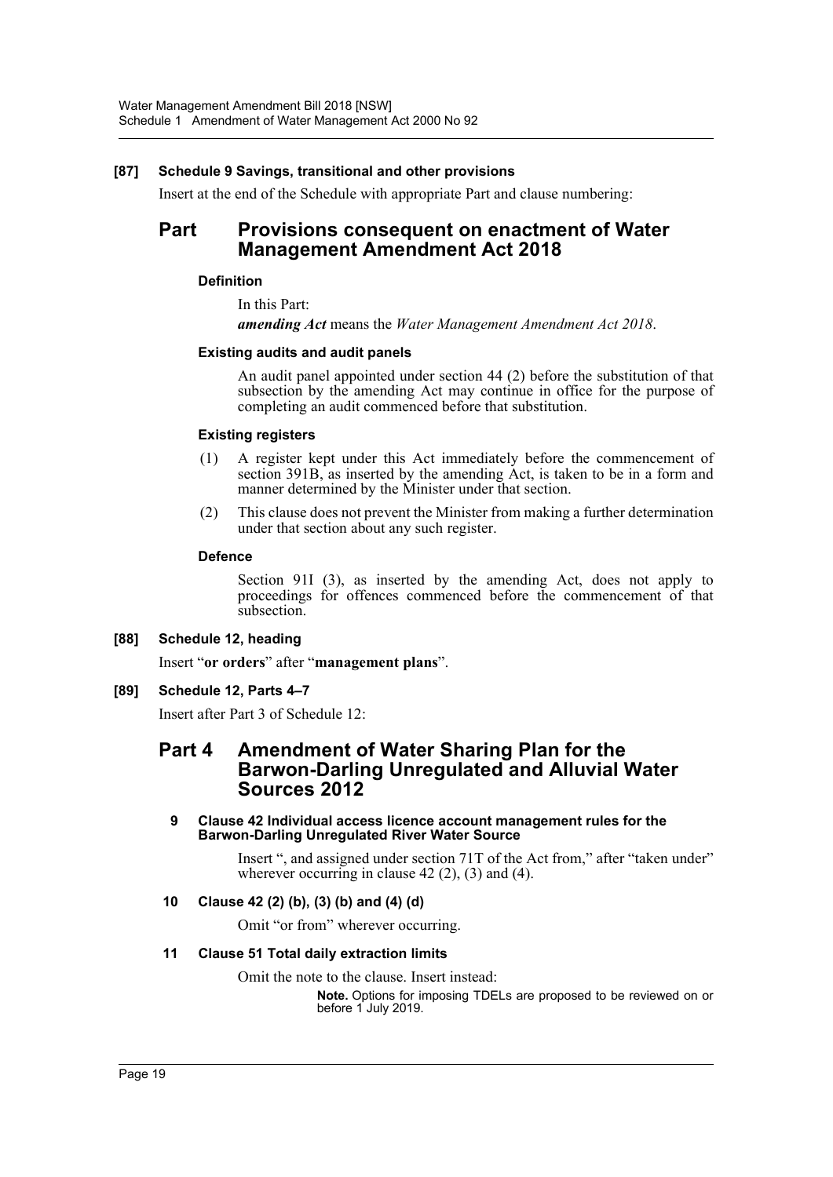### [87] Schedule 9 Savings, transitional and other provisions

Insert at the end of the Schedule with appropriate Part and clause numbering:

## Part Provisions consequent on enactment of Water Management Amendment Act 2018

#### Definition

In this Part:

***amending Act*** means the *Water Management Amendment Act 2018*.

#### Existing audits and audit panels

An audit panel appointed under section 44 (2) before the substitution of that subsection by the amending Act may continue in office for the purpose of completing an audit commenced before that substitution.

#### Existing registers

(1) A register kept under this Act immediately before the commencement of section 391B, as inserted by the amending Act, is taken to be in a form and manner determined by the Minister under that section.

(2) This clause does not prevent the Minister from making a further determination under that section about any such register.

#### Defence

Section 91I (3), as inserted by the amending Act, does not apply to proceedings for offences commenced before the commencement of that subsection.

### [88] Schedule 12, heading

Insert "**or orders**" after "**management plans**".

### [89] Schedule 12, Parts 4–7

Insert after Part 3 of Schedule 12:

## Part 4 Amendment of Water Sharing Plan for the Barwon-Darling Unregulated and Alluvial Water Sources 2012

#### 9 Clause 42 Individual access licence account management rules for the Barwon-Darling Unregulated River Water Source

Insert ", and assigned under section 71T of the Act from," after "taken under" wherever occurring in clause 42 (2), (3) and (4).

#### 10 Clause 42 (2) (b), (3) (b) and (4) (d)

Omit "or from" wherever occurring.

#### 11 Clause 51 Total daily extraction limits

Omit the note to the clause. Insert instead:

**Note.** Options for imposing TDELs are proposed to be reviewed on or before 1 July 2019.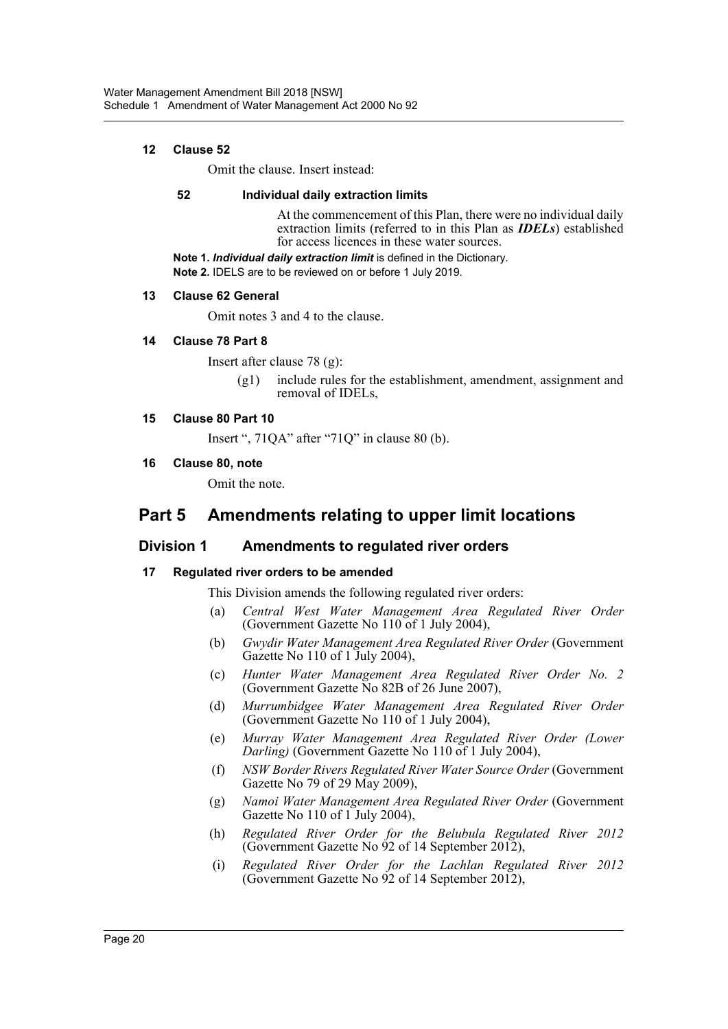**12 Clause 52**

Omit the clause. Insert instead:

**52 Individual daily extraction limits**

At the commencement of this Plan, there were no individual daily extraction limits (referred to in this Plan as ***IDELs***) established for access licences in these water sources.

**Note 1.** ***Individual daily extraction limit*** is defined in the Dictionary.

**Note 2.** IDELS are to be reviewed on or before 1 July 2019.

**13 Clause 62 General**

Omit notes 3 and 4 to the clause.

**14 Clause 78 Part 8**

Insert after clause 78 (g):

(g1) include rules for the establishment, amendment, assignment and removal of IDELs,

**15 Clause 80 Part 10**

Insert ", 71QA" after "71Q" in clause 80 (b).

**16 Clause 80, note**

Omit the note.

# Part 5 Amendments relating to upper limit locations

## Division 1 Amendments to regulated river orders

**17 Regulated river orders to be amended**

This Division amends the following regulated river orders:

(a) *Central West Water Management Area Regulated River Order* (Government Gazette No 110 of 1 July 2004),

(b) *Gwydir Water Management Area Regulated River Order* (Government Gazette No 110 of 1 July 2004),

(c) *Hunter Water Management Area Regulated River Order No. 2* (Government Gazette No 82B of 26 June 2007),

(d) *Murrumbidgee Water Management Area Regulated River Order* (Government Gazette No 110 of 1 July 2004),

(e) *Murray Water Management Area Regulated River Order (Lower Darling)* (Government Gazette No 110 of 1 July 2004),

(f) *NSW Border Rivers Regulated River Water Source Order* (Government Gazette No 79 of 29 May 2009),

(g) *Namoi Water Management Area Regulated River Order* (Government Gazette No 110 of 1 July 2004),

(h) *Regulated River Order for the Belubula Regulated River 2012* (Government Gazette No 92 of 14 September 2012),

(i) *Regulated River Order for the Lachlan Regulated River 2012* (Government Gazette No 92 of 14 September 2012),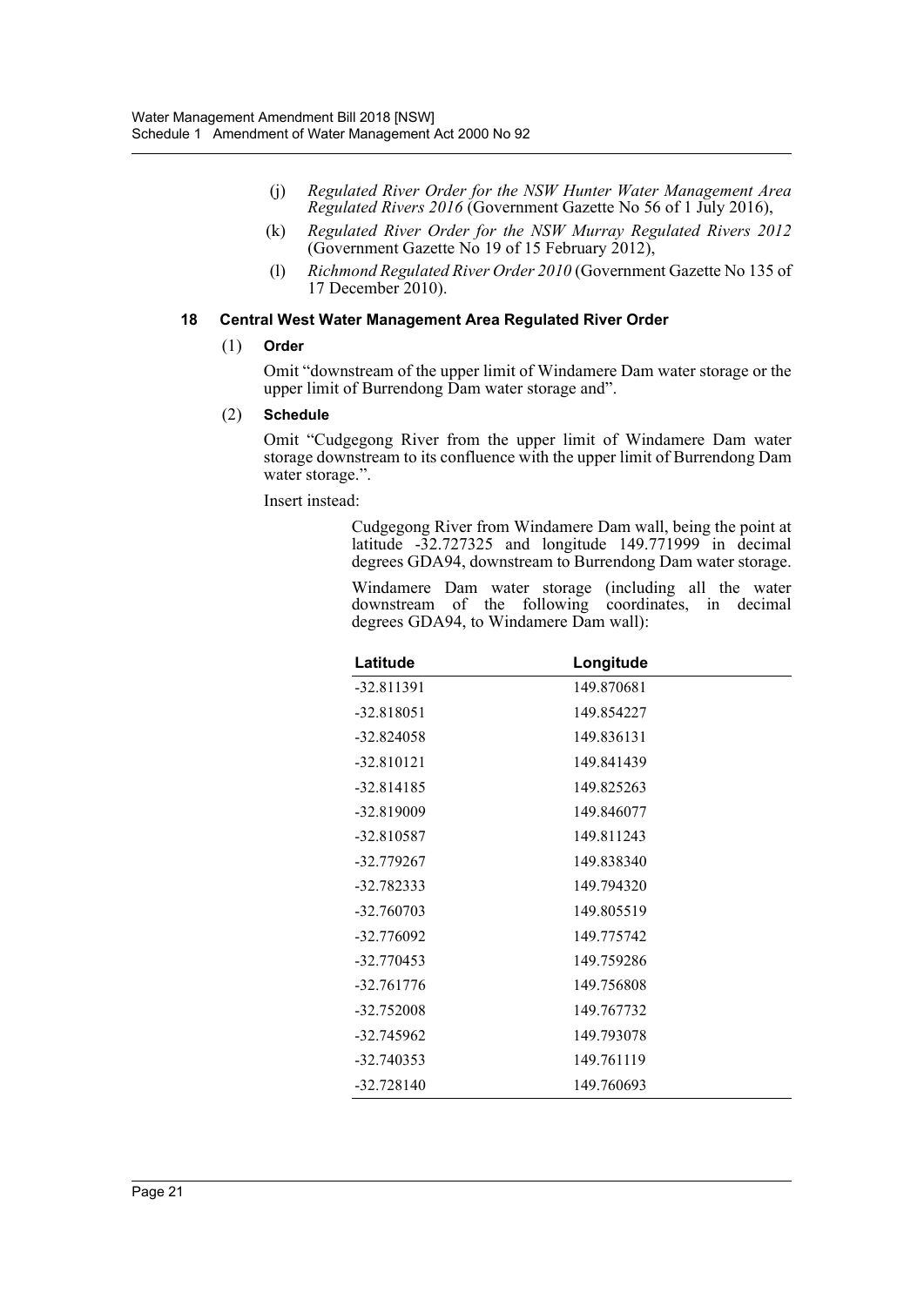(j) *Regulated River Order for the NSW Hunter Water Management Area Regulated Rivers 2016* (Government Gazette No 56 of 1 July 2016),

(k) *Regulated River Order for the NSW Murray Regulated Rivers 2012* (Government Gazette No 19 of 15 February 2012),

(l) *Richmond Regulated River Order 2010* (Government Gazette No 135 of 17 December 2010).

### 18 Central West Water Management Area Regulated River Order

(1) **Order**

Omit "downstream of the upper limit of Windamere Dam water storage or the upper limit of Burrendong Dam water storage and".

(2) **Schedule**

Omit "Cudgegong River from the upper limit of Windamere Dam water storage downstream to its confluence with the upper limit of Burrendong Dam water storage.".

Insert instead:

Cudgegong River from Windamere Dam wall, being the point at latitude -32.727325 and longitude 149.771999 in decimal degrees GDA94, downstream to Burrendong Dam water storage.

Windamere Dam water storage (including all the water downstream of the following coordinates, in decimal degrees GDA94, to Windamere Dam wall):

| Latitude | Longitude |
|---|---|
| -32.811391 | 149.870681 |
| -32.818051 | 149.854227 |
| -32.824058 | 149.836131 |
| -32.810121 | 149.841439 |
| -32.814185 | 149.825263 |
| -32.819009 | 149.846077 |
| -32.810587 | 149.811243 |
| -32.779267 | 149.838340 |
| -32.782333 | 149.794320 |
| -32.760703 | 149.805519 |
| -32.776092 | 149.775742 |
| -32.770453 | 149.759286 |
| -32.761776 | 149.756808 |
| -32.752008 | 149.767732 |
| -32.745962 | 149.793078 |
| -32.740353 | 149.761119 |
| -32.728140 | 149.760693 |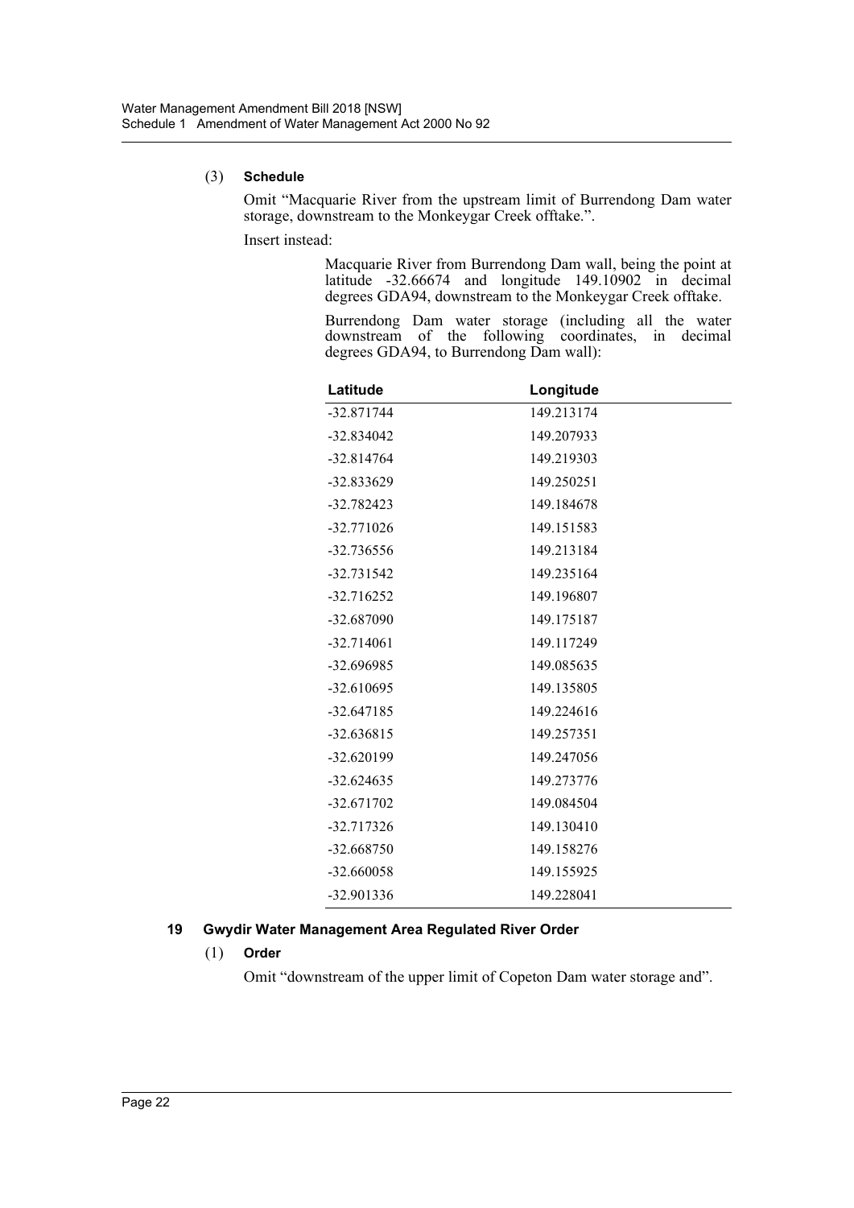(3) **Schedule**

Omit "Macquarie River from the upstream limit of Burrendong Dam water storage, downstream to the Monkeygar Creek offtake.".

Insert instead:

> Macquarie River from Burrendong Dam wall, being the point at latitude -32.66674 and longitude 149.10902 in decimal degrees GDA94, downstream to the Monkeygar Creek offtake.
>
> Burrendong Dam water storage (including all the water downstream of the following coordinates, in decimal degrees GDA94, to Burrendong Dam wall):

| Latitude | Longitude |
|---|---|
| -32.871744 | 149.213174 |
| -32.834042 | 149.207933 |
| -32.814764 | 149.219303 |
| -32.833629 | 149.250251 |
| -32.782423 | 149.184678 |
| -32.771026 | 149.151583 |
| -32.736556 | 149.213184 |
| -32.731542 | 149.235164 |
| -32.716252 | 149.196807 |
| -32.687090 | 149.175187 |
| -32.714061 | 149.117249 |
| -32.696985 | 149.085635 |
| -32.610695 | 149.135805 |
| -32.647185 | 149.224616 |
| -32.636815 | 149.257351 |
| -32.620199 | 149.247056 |
| -32.624635 | 149.273776 |
| -32.671702 | 149.084504 |
| -32.717326 | 149.130410 |
| -32.668750 | 149.158276 |
| -32.660058 | 149.155925 |
| -32.901336 | 149.228041 |

### 19 Gwydir Water Management Area Regulated River Order

(1) **Order**

Omit "downstream of the upper limit of Copeton Dam water storage and".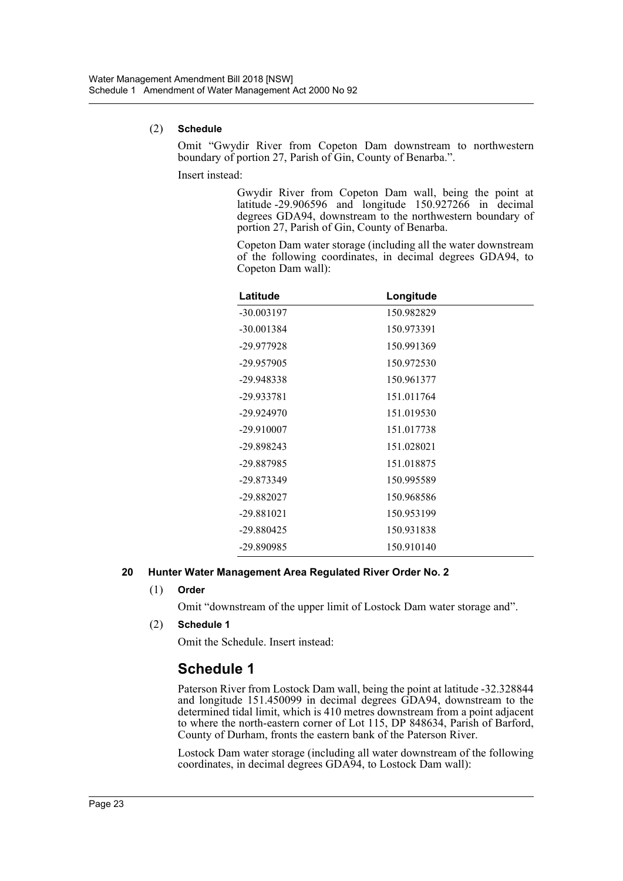(2) **Schedule**

Omit "Gwydir River from Copeton Dam downstream to northwestern boundary of portion 27, Parish of Gin, County of Benarba.".

Insert instead:

> Gwydir River from Copeton Dam wall, being the point at latitude -29.906596 and longitude 150.927266 in decimal degrees GDA94, downstream to the northwestern boundary of portion 27, Parish of Gin, County of Benarba.
>
> Copeton Dam water storage (including all the water downstream of the following coordinates, in decimal degrees GDA94, to Copeton Dam wall):

| Latitude | Longitude |
| --- | --- |
| -30.003197 | 150.982829 |
| -30.001384 | 150.973391 |
| -29.977928 | 150.991369 |
| -29.957905 | 150.972530 |
| -29.948338 | 150.961377 |
| -29.933781 | 151.011764 |
| -29.924970 | 151.019530 |
| -29.910007 | 151.017738 |
| -29.898243 | 151.028021 |
| -29.887985 | 151.018875 |
| -29.873349 | 150.995589 |
| -29.882027 | 150.968586 |
| -29.881021 | 150.953199 |
| -29.880425 | 150.931838 |
| -29.890985 | 150.910140 |

### 20 Hunter Water Management Area Regulated River Order No. 2

(1) **Order**

Omit "downstream of the upper limit of Lostock Dam water storage and".

(2) **Schedule 1**

Omit the Schedule. Insert instead:

## Schedule 1

Paterson River from Lostock Dam wall, being the point at latitude -32.328844 and longitude 151.450099 in decimal degrees GDA94, downstream to the determined tidal limit, which is 410 metres downstream from a point adjacent to where the north-eastern corner of Lot 115, DP 848634, Parish of Barford, County of Durham, fronts the eastern bank of the Paterson River.

Lostock Dam water storage (including all water downstream of the following coordinates, in decimal degrees GDA94, to Lostock Dam wall):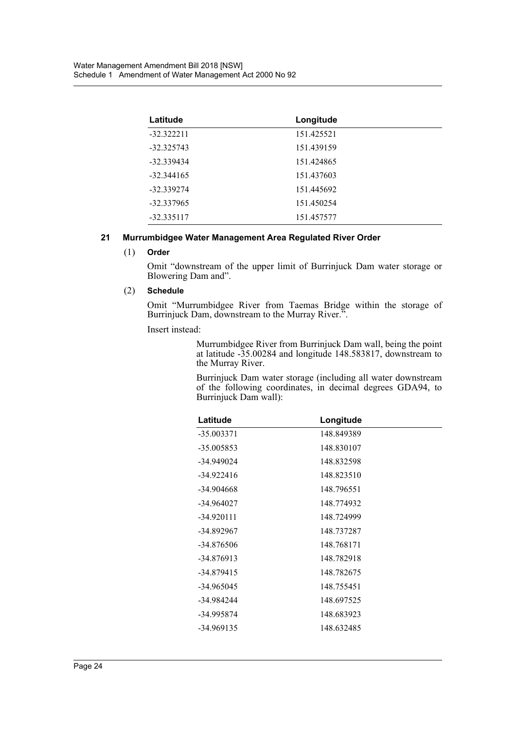| Latitude | Longitude |
| --- | --- |
| -32.322211 | 151.425521 |
| -32.325743 | 151.439159 |
| -32.339434 | 151.424865 |
| -32.344165 | 151.437603 |
| -32.339274 | 151.445692 |
| -32.337965 | 151.450254 |
| -32.335117 | 151.457577 |

**21 Murrumbidgee Water Management Area Regulated River Order**

(1) **Order**

Omit "downstream of the upper limit of Burrinjuck Dam water storage or Blowering Dam and".

(2) **Schedule**

Omit "Murrumbidgee River from Taemas Bridge within the storage of Burrinjuck Dam, downstream to the Murray River.".

Insert instead:

Murrumbidgee River from Burrinjuck Dam wall, being the point at latitude -35.00284 and longitude 148.583817, downstream to the Murray River.

Burrinjuck Dam water storage (including all water downstream of the following coordinates, in decimal degrees GDA94, to Burrinjuck Dam wall):

| Latitude | Longitude |
| --- | --- |
| -35.003371 | 148.849389 |
| -35.005853 | 148.830107 |
| -34.949024 | 148.832598 |
| -34.922416 | 148.823510 |
| -34.904668 | 148.796551 |
| -34.964027 | 148.774932 |
| -34.920111 | 148.724999 |
| -34.892967 | 148.737287 |
| -34.876506 | 148.768171 |
| -34.876913 | 148.782918 |
| -34.879415 | 148.782675 |
| -34.965045 | 148.755451 |
| -34.984244 | 148.697525 |
| -34.995874 | 148.683923 |
| -34.969135 | 148.632485 |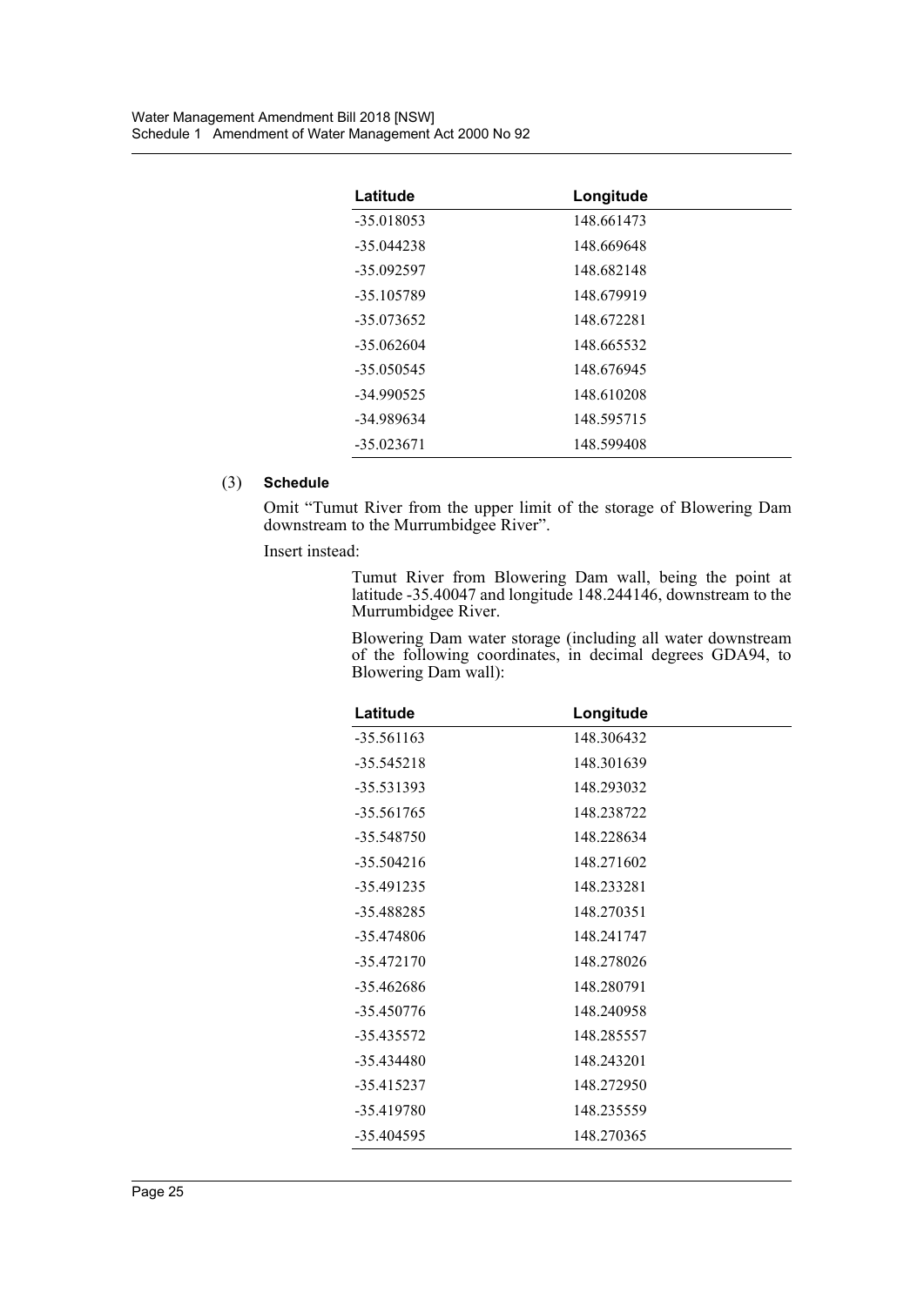| Latitude | Longitude |
| --- | --- |
| -35.018053 | 148.661473 |
| -35.044238 | 148.669648 |
| -35.092597 | 148.682148 |
| -35.105789 | 148.679919 |
| -35.073652 | 148.672281 |
| -35.062604 | 148.665532 |
| -35.050545 | 148.676945 |
| -34.990525 | 148.610208 |
| -34.989634 | 148.595715 |
| -35.023671 | 148.599408 |

(3) **Schedule**

Omit "Tumut River from the upper limit of the storage of Blowering Dam downstream to the Murrumbidgee River".

Insert instead:

Tumut River from Blowering Dam wall, being the point at latitude -35.40047 and longitude 148.244146, downstream to the Murrumbidgee River.

Blowering Dam water storage (including all water downstream of the following coordinates, in decimal degrees GDA94, to Blowering Dam wall):

| Latitude | Longitude |
| --- | --- |
| -35.561163 | 148.306432 |
| -35.545218 | 148.301639 |
| -35.531393 | 148.293032 |
| -35.561765 | 148.238722 |
| -35.548750 | 148.228634 |
| -35.504216 | 148.271602 |
| -35.491235 | 148.233281 |
| -35.488285 | 148.270351 |
| -35.474806 | 148.241747 |
| -35.472170 | 148.278026 |
| -35.462686 | 148.280791 |
| -35.450776 | 148.240958 |
| -35.435572 | 148.285557 |
| -35.434480 | 148.243201 |
| -35.415237 | 148.272950 |
| -35.419780 | 148.235559 |
| -35.404595 | 148.270365 |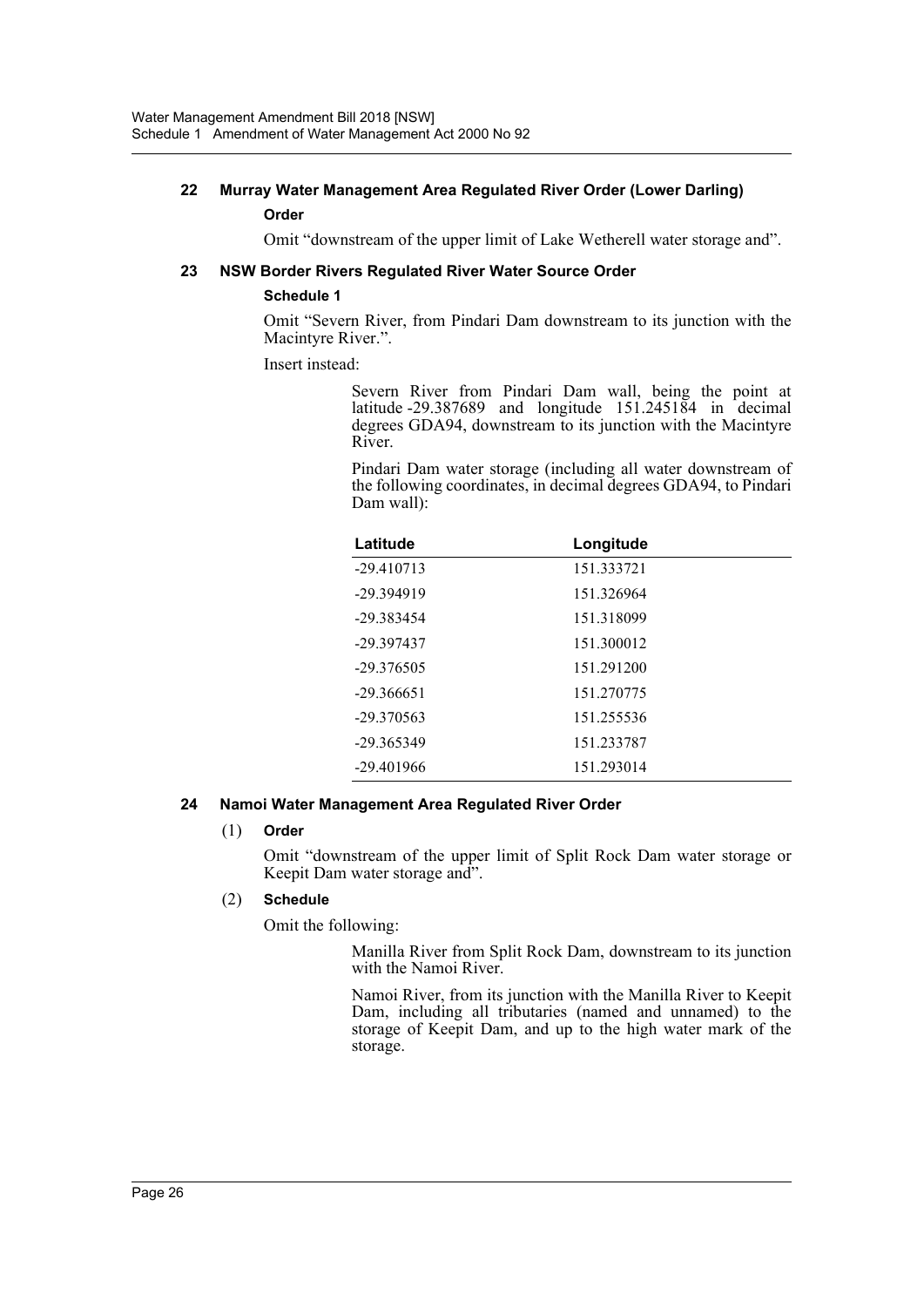### 22 Murray Water Management Area Regulated River Order (Lower Darling)

**Order**

Omit "downstream of the upper limit of Lake Wetherell water storage and".

### 23 NSW Border Rivers Regulated River Water Source Order

**Schedule 1**

Omit "Severn River, from Pindari Dam downstream to its junction with the Macintyre River.".

Insert instead:

> Severn River from Pindari Dam wall, being the point at latitude -29.387689 and longitude 151.245184 in decimal degrees GDA94, downstream to its junction with the Macintyre River.
>
> Pindari Dam water storage (including all water downstream of the following coordinates, in decimal degrees GDA94, to Pindari Dam wall):

| Latitude | Longitude |
|---|---|
| -29.410713 | 151.333721 |
| -29.394919 | 151.326964 |
| -29.383454 | 151.318099 |
| -29.397437 | 151.300012 |
| -29.376505 | 151.291200 |
| -29.366651 | 151.270775 |
| -29.370563 | 151.255536 |
| -29.365349 | 151.233787 |
| -29.401966 | 151.293014 |

### 24 Namoi Water Management Area Regulated River Order

(1) **Order**

Omit "downstream of the upper limit of Split Rock Dam water storage or Keepit Dam water storage and".

(2) **Schedule**

Omit the following:

> Manilla River from Split Rock Dam, downstream to its junction with the Namoi River.
>
> Namoi River, from its junction with the Manilla River to Keepit Dam, including all tributaries (named and unnamed) to the storage of Keepit Dam, and up to the high water mark of the storage.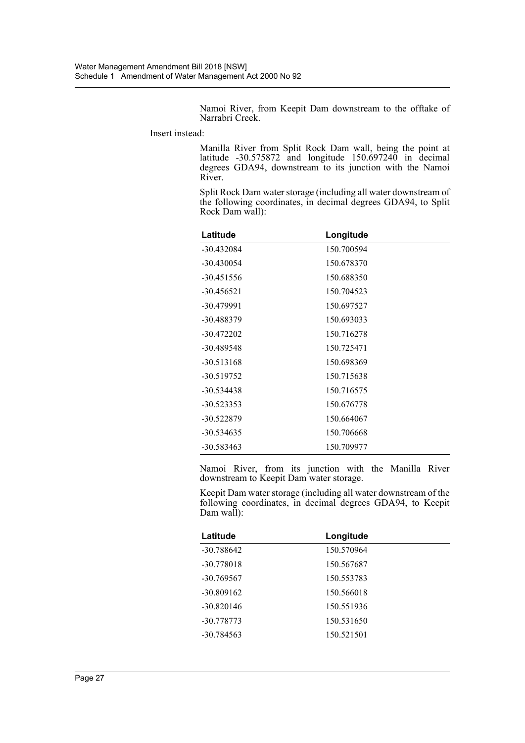Namoi River, from Keepit Dam downstream to the offtake of Narrabri Creek.

Insert instead:

Manilla River from Split Rock Dam wall, being the point at latitude -30.575872 and longitude 150.697240 in decimal degrees GDA94, downstream to its junction with the Namoi River.

Split Rock Dam water storage (including all water downstream of the following coordinates, in decimal degrees GDA94, to Split Rock Dam wall):

| Latitude | Longitude |
| --- | --- |
| -30.432084 | 150.700594 |
| -30.430054 | 150.678370 |
| -30.451556 | 150.688350 |
| -30.456521 | 150.704523 |
| -30.479991 | 150.697527 |
| -30.488379 | 150.693033 |
| -30.472202 | 150.716278 |
| -30.489548 | 150.725471 |
| -30.513168 | 150.698369 |
| -30.519752 | 150.715638 |
| -30.534438 | 150.716575 |
| -30.523353 | 150.676778 |
| -30.522879 | 150.664067 |
| -30.534635 | 150.706668 |
| -30.583463 | 150.709977 |

Namoi River, from its junction with the Manilla River downstream to Keepit Dam water storage.

Keepit Dam water storage (including all water downstream of the following coordinates, in decimal degrees GDA94, to Keepit Dam wall):

| Latitude | Longitude |
| --- | --- |
| -30.788642 | 150.570964 |
| -30.778018 | 150.567687 |
| -30.769567 | 150.553783 |
| -30.809162 | 150.566018 |
| -30.820146 | 150.551936 |
| -30.778773 | 150.531650 |
| -30.784563 | 150.521501 |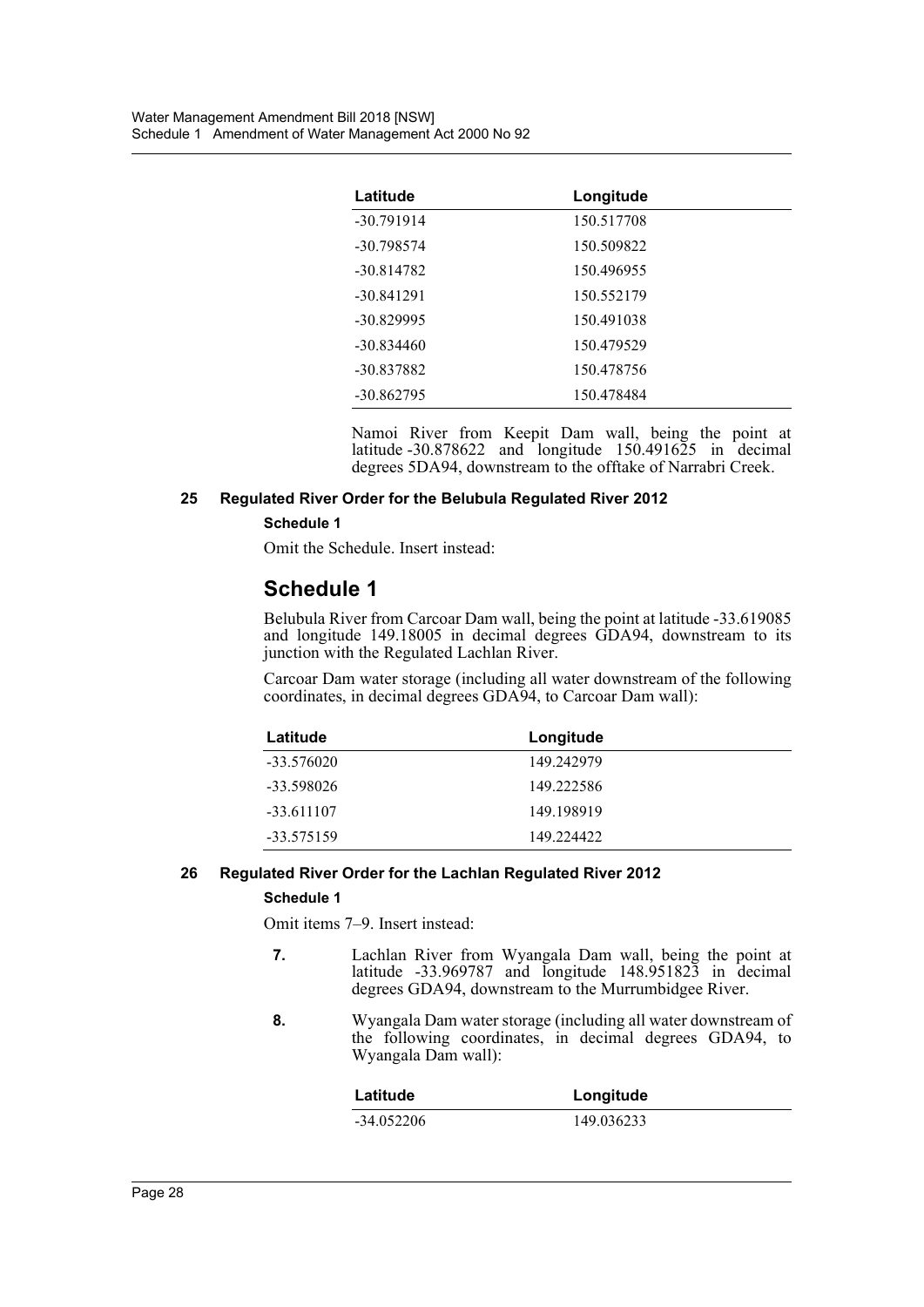| Latitude | Longitude |
| --- | --- |
| -30.791914 | 150.517708 |
| -30.798574 | 150.509822 |
| -30.814782 | 150.496955 |
| -30.841291 | 150.552179 |
| -30.829995 | 150.491038 |
| -30.834460 | 150.479529 |
| -30.837882 | 150.478756 |
| -30.862795 | 150.478484 |

Namoi River from Keepit Dam wall, being the point at latitude -30.878622 and longitude 150.491625 in decimal degrees 5DA94, downstream to the offtake of Narrabri Creek.

### 25 Regulated River Order for the Belubula Regulated River 2012

**Schedule 1**

Omit the Schedule. Insert instead:

## Schedule 1

Belubula River from Carcoar Dam wall, being the point at latitude -33.619085 and longitude 149.18005 in decimal degrees GDA94, downstream to its junction with the Regulated Lachlan River.

Carcoar Dam water storage (including all water downstream of the following coordinates, in decimal degrees GDA94, to Carcoar Dam wall):

| Latitude | Longitude |
| --- | --- |
| -33.576020 | 149.242979 |
| -33.598026 | 149.222586 |
| -33.611107 | 149.198919 |
| -33.575159 | 149.224422 |

### 26 Regulated River Order for the Lachlan Regulated River 2012

**Schedule 1**

Omit items 7–9. Insert instead:

**7.** Lachlan River from Wyangala Dam wall, being the point at latitude -33.969787 and longitude 148.951823 in decimal degrees GDA94, downstream to the Murrumbidgee River.

**8.** Wyangala Dam water storage (including all water downstream of the following coordinates, in decimal degrees GDA94, to Wyangala Dam wall):

| Latitude | Longitude |
| --- | --- |
| -34.052206 | 149.036233 |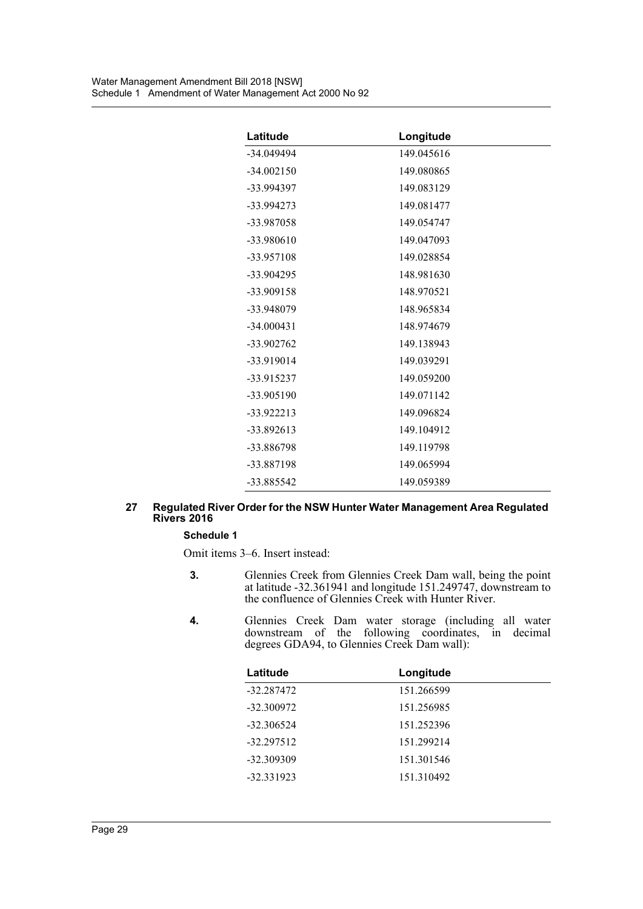| Latitude | Longitude |
|---|---|
| -34.049494 | 149.045616 |
| -34.002150 | 149.080865 |
| -33.994397 | 149.083129 |
| -33.994273 | 149.081477 |
| -33.987058 | 149.054747 |
| -33.980610 | 149.047093 |
| -33.957108 | 149.028854 |
| -33.904295 | 148.981630 |
| -33.909158 | 148.970521 |
| -33.948079 | 148.965834 |
| -34.000431 | 148.974679 |
| -33.902762 | 149.138943 |
| -33.919014 | 149.039291 |
| -33.915237 | 149.059200 |
| -33.905190 | 149.071142 |
| -33.922213 | 149.096824 |
| -33.892613 | 149.104912 |
| -33.886798 | 149.119798 |
| -33.887198 | 149.065994 |
| -33.885542 | 149.059389 |

### 27 Regulated River Order for the NSW Hunter Water Management Area Regulated Rivers 2016

**Schedule 1**

Omit items 3–6. Insert instead:

**3.** Glennies Creek from Glennies Creek Dam wall, being the point at latitude -32.361941 and longitude 151.249747, downstream to the confluence of Glennies Creek with Hunter River.

**4.** Glennies Creek Dam water storage (including all water downstream of the following coordinates, in decimal degrees GDA94, to Glennies Creek Dam wall):

| Latitude | Longitude |
|---|---|
| -32.287472 | 151.266599 |
| -32.300972 | 151.256985 |
| -32.306524 | 151.252396 |
| -32.297512 | 151.299214 |
| -32.309309 | 151.301546 |
| -32.331923 | 151.310492 |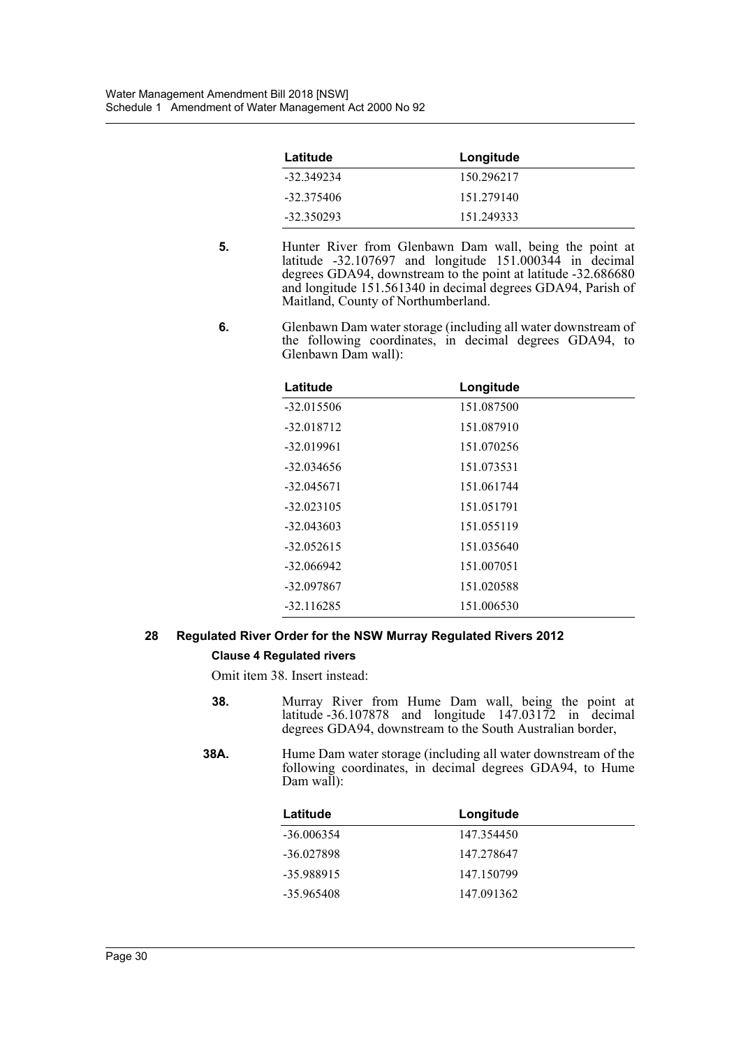| Latitude | Longitude |
|---|---|
| -32.349234 | 150.296217 |
| -32.375406 | 151.279140 |
| -32.350293 | 151.249333 |

**5.** Hunter River from Glenbawn Dam wall, being the point at latitude -32.107697 and longitude 151.000344 in decimal degrees GDA94, downstream to the point at latitude -32.686680 and longitude 151.561340 in decimal degrees GDA94, Parish of Maitland, County of Northumberland.

**6.** Glenbawn Dam water storage (including all water downstream of the following coordinates, in decimal degrees GDA94, to Glenbawn Dam wall):

| Latitude | Longitude |
|---|---|
| -32.015506 | 151.087500 |
| -32.018712 | 151.087910 |
| -32.019961 | 151.070256 |
| -32.034656 | 151.073531 |
| -32.045671 | 151.061744 |
| -32.023105 | 151.051791 |
| -32.043603 | 151.055119 |
| -32.052615 | 151.035640 |
| -32.066942 | 151.007051 |
| -32.097867 | 151.020588 |
| -32.116285 | 151.006530 |

### 28 Regulated River Order for the NSW Murray Regulated Rivers 2012

**Clause 4 Regulated rivers**

Omit item 38. Insert instead:

**38.** Murray River from Hume Dam wall, being the point at latitude -36.107878 and longitude 147.03172 in decimal degrees GDA94, downstream to the South Australian border,

**38A.** Hume Dam water storage (including all water downstream of the following coordinates, in decimal degrees GDA94, to Hume Dam wall):

| Latitude | Longitude |
|---|---|
| -36.006354 | 147.354450 |
| -36.027898 | 147.278647 |
| -35.988915 | 147.150799 |
| -35.965408 | 147.091362 |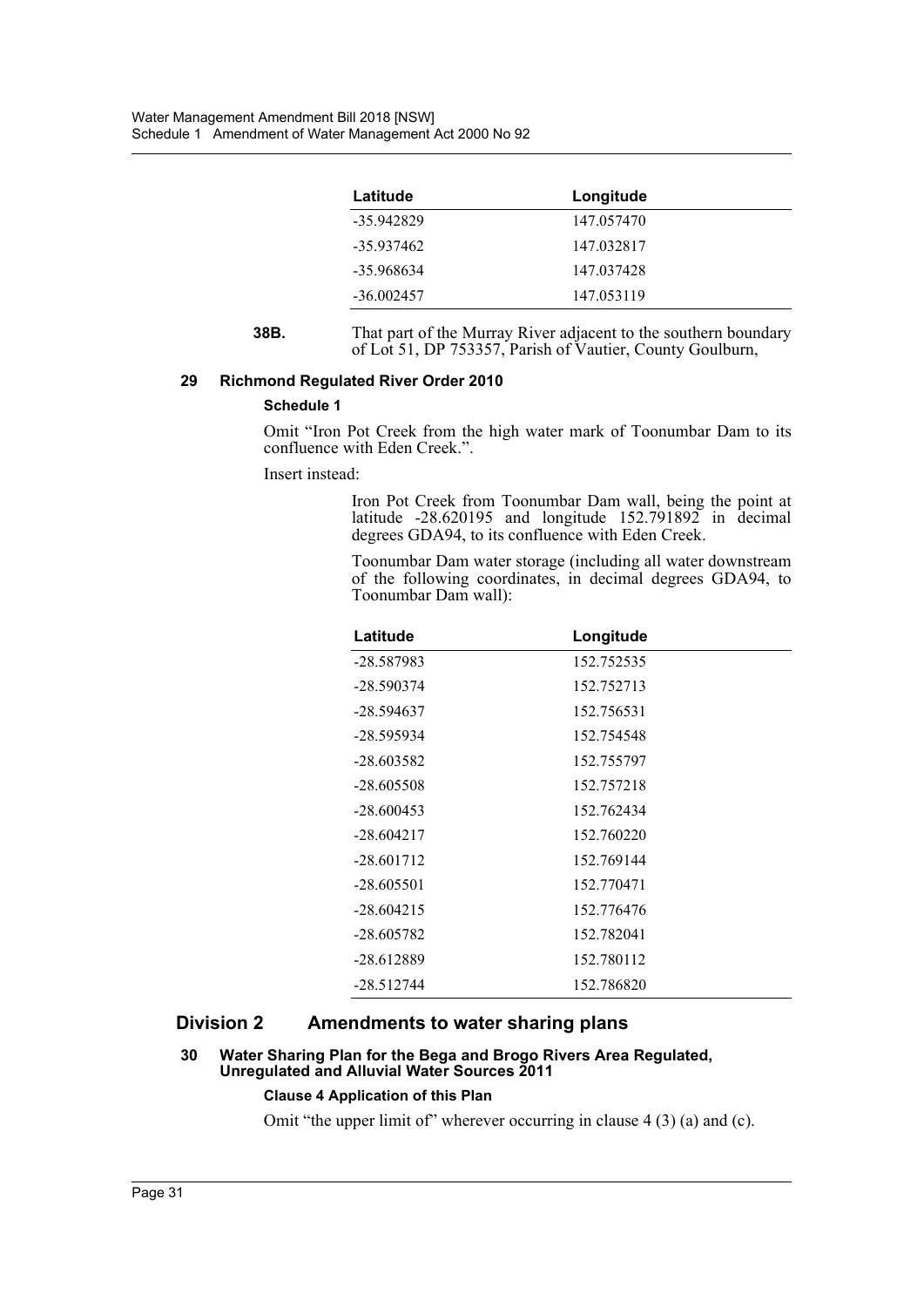| Latitude | Longitude |
| --- | --- |
| -35.942829 | 147.057470 |
| -35.937462 | 147.032817 |
| -35.968634 | 147.037428 |
| -36.002457 | 147.053119 |

**38B.** That part of the Murray River adjacent to the southern boundary of Lot 51, DP 753357, Parish of Vautier, County Goulburn,

### 29 Richmond Regulated River Order 2010

**Schedule 1**

Omit "Iron Pot Creek from the high water mark of Toonumbar Dam to its confluence with Eden Creek.".

Insert instead:

Iron Pot Creek from Toonumbar Dam wall, being the point at latitude -28.620195 and longitude 152.791892 in decimal degrees GDA94, to its confluence with Eden Creek.

Toonumbar Dam water storage (including all water downstream of the following coordinates, in decimal degrees GDA94, to Toonumbar Dam wall):

| Latitude | Longitude |
| --- | --- |
| -28.587983 | 152.752535 |
| -28.590374 | 152.752713 |
| -28.594637 | 152.756531 |
| -28.595934 | 152.754548 |
| -28.603582 | 152.755797 |
| -28.605508 | 152.757218 |
| -28.600453 | 152.762434 |
| -28.604217 | 152.760220 |
| -28.601712 | 152.769144 |
| -28.605501 | 152.770471 |
| -28.604215 | 152.776476 |
| -28.605782 | 152.782041 |
| -28.612889 | 152.780112 |
| -28.512744 | 152.786820 |

## Division 2 Amendments to water sharing plans

### 30 Water Sharing Plan for the Bega and Brogo Rivers Area Regulated, Unregulated and Alluvial Water Sources 2011

**Clause 4 Application of this Plan**

Omit "the upper limit of" wherever occurring in clause 4 (3) (a) and (c).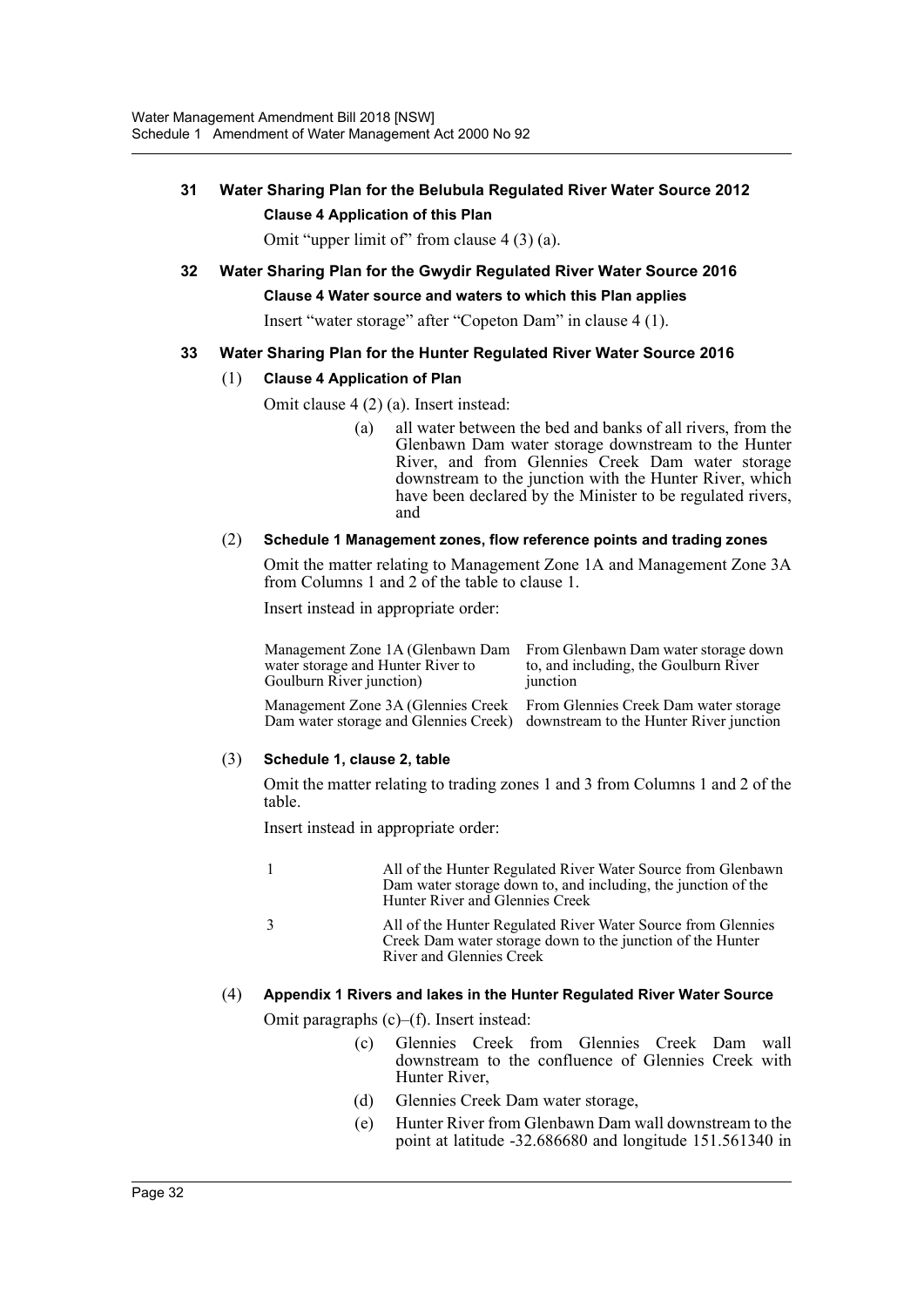## 31 Water Sharing Plan for the Belubula Regulated River Water Source 2012

**Clause 4 Application of this Plan**

Omit "upper limit of" from clause 4 (3) (a).

## 32 Water Sharing Plan for the Gwydir Regulated River Water Source 2016

**Clause 4 Water source and waters to which this Plan applies**

Insert "water storage" after "Copeton Dam" in clause 4 (1).

## 33 Water Sharing Plan for the Hunter Regulated River Water Source 2016

(1) **Clause 4 Application of Plan**

Omit clause 4 (2) (a). Insert instead:

> (a) all water between the bed and banks of all rivers, from the Glenbawn Dam water storage downstream to the Hunter River, and from Glennies Creek Dam water storage downstream to the junction with the Hunter River, which have been declared by the Minister to be regulated rivers, and

(2) **Schedule 1 Management zones, flow reference points and trading zones**

Omit the matter relating to Management Zone 1A and Management Zone 3A from Columns 1 and 2 of the table to clause 1.

Insert instead in appropriate order:

| | |
|---|---|
| Management Zone 1A (Glenbawn Dam water storage and Hunter River to Goulburn River junction) | From Glenbawn Dam water storage down to, and including, the Goulburn River junction |
| Management Zone 3A (Glennies Creek Dam water storage and Glennies Creek) | From Glennies Creek Dam water storage downstream to the Hunter River junction |

(3) **Schedule 1, clause 2, table**

Omit the matter relating to trading zones 1 and 3 from Columns 1 and 2 of the table.

Insert instead in appropriate order:

| | |
|---|---|
| 1 | All of the Hunter Regulated River Water Source from Glenbawn Dam water storage down to, and including, the junction of the Hunter River and Glennies Creek |
| 3 | All of the Hunter Regulated River Water Source from Glennies Creek Dam water storage down to the junction of the Hunter River and Glennies Creek |

(4) **Appendix 1 Rivers and lakes in the Hunter Regulated River Water Source**

Omit paragraphs (c)–(f). Insert instead:

> (c) Glennies Creek from Glennies Creek Dam wall downstream to the confluence of Glennies Creek with Hunter River,
>
> (d) Glennies Creek Dam water storage,
>
> (e) Hunter River from Glenbawn Dam wall downstream to the point at latitude -32.686680 and longitude 151.561340 in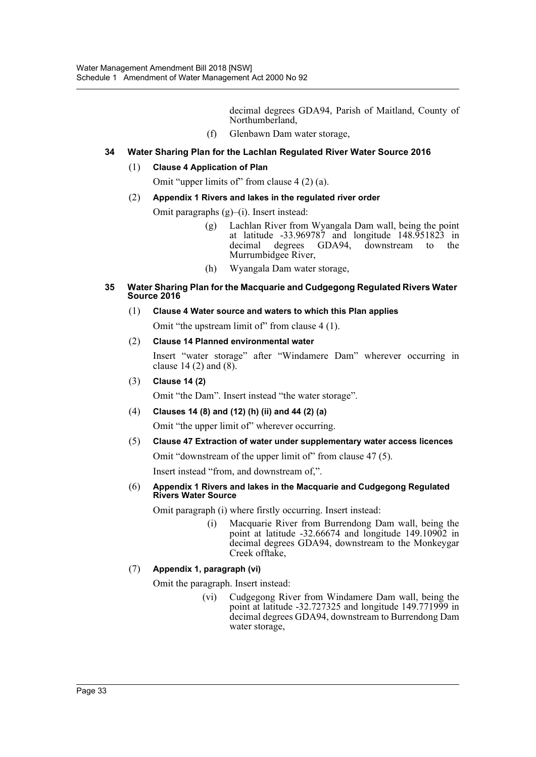decimal degrees GDA94, Parish of Maitland, County of Northumberland,

(f) Glenbawn Dam water storage,

### 34 Water Sharing Plan for the Lachlan Regulated River Water Source 2016

#### (1) Clause 4 Application of Plan

Omit "upper limits of" from clause 4 (2) (a).

#### (2) Appendix 1 Rivers and lakes in the regulated river order

Omit paragraphs (g)–(i). Insert instead:

> (g) Lachlan River from Wyangala Dam wall, being the point at latitude -33.969787 and longitude 148.951823 in decimal degrees GDA94, downstream to the Murrumbidgee River,
>
> (h) Wyangala Dam water storage,

### 35 Water Sharing Plan for the Macquarie and Cudgegong Regulated Rivers Water Source 2016

#### (1) Clause 4 Water source and waters to which this Plan applies

Omit "the upstream limit of" from clause 4 (1).

#### (2) Clause 14 Planned environmental water

Insert "water storage" after "Windamere Dam" wherever occurring in clause 14 (2) and (8).

#### (3) Clause 14 (2)

Omit "the Dam". Insert instead "the water storage".

#### (4) Clauses 14 (8) and (12) (h) (ii) and 44 (2) (a)

Omit "the upper limit of" wherever occurring.

#### (5) Clause 47 Extraction of water under supplementary water access licences

Omit "downstream of the upper limit of" from clause 47 (5).

Insert instead "from, and downstream of,".

#### (6) Appendix 1 Rivers and lakes in the Macquarie and Cudgegong Regulated Rivers Water Source

Omit paragraph (i) where firstly occurring. Insert instead:

> (i) Macquarie River from Burrendong Dam wall, being the point at latitude -32.66674 and longitude 149.10902 in decimal degrees GDA94, downstream to the Monkeygar Creek offtake,

#### (7) Appendix 1, paragraph (vi)

Omit the paragraph. Insert instead:

> (vi) Cudgegong River from Windamere Dam wall, being the point at latitude -32.727325 and longitude 149.771999 in decimal degrees GDA94, downstream to Burrendong Dam water storage,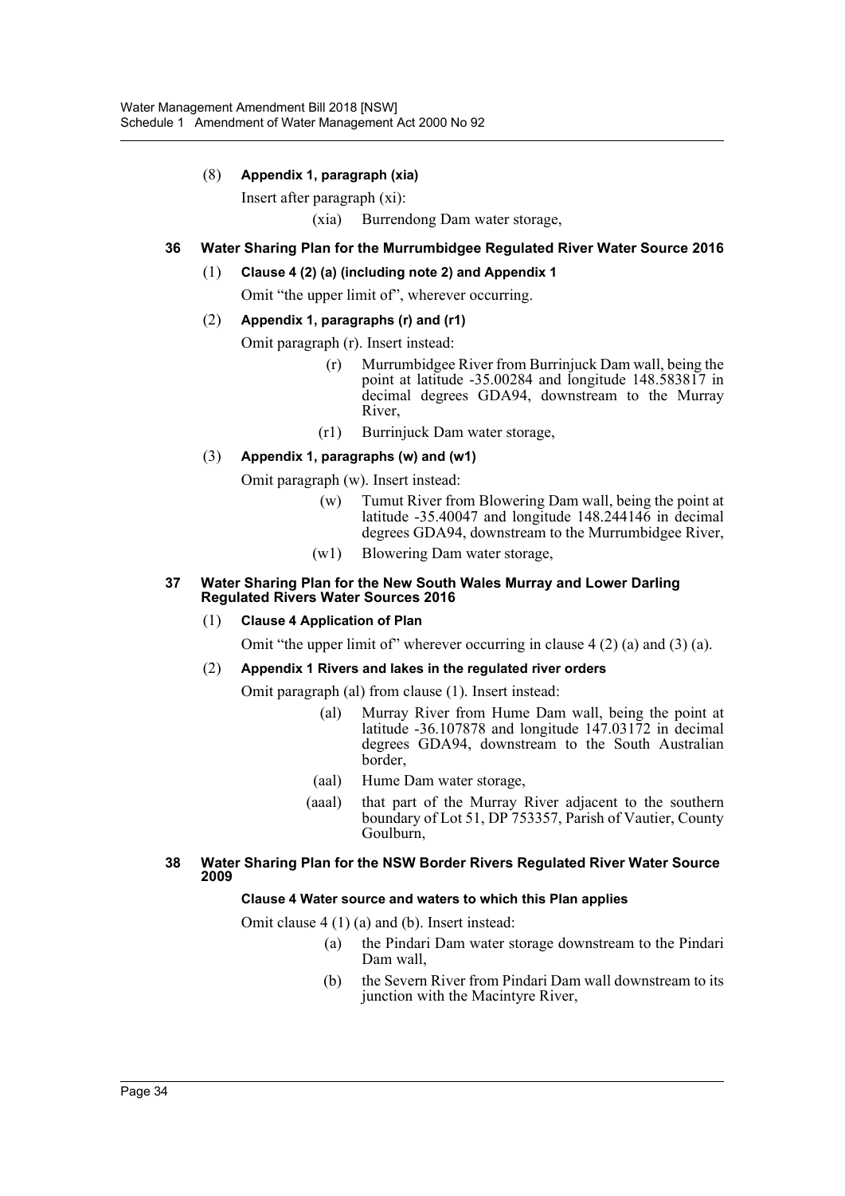(8) **Appendix 1, paragraph (xia)**

Insert after paragraph (xi):

(xia) Burrendong Dam water storage,

### 36 Water Sharing Plan for the Murrumbidgee Regulated River Water Source 2016

(1) **Clause 4 (2) (a) (including note 2) and Appendix 1**

Omit "the upper limit of", wherever occurring.

(2) **Appendix 1, paragraphs (r) and (r1)**

Omit paragraph (r). Insert instead:

(r) Murrumbidgee River from Burrinjuck Dam wall, being the point at latitude -35.00284 and longitude 148.583817 in decimal degrees GDA94, downstream to the Murray River,

(r1) Burrinjuck Dam water storage,

(3) **Appendix 1, paragraphs (w) and (w1)**

Omit paragraph (w). Insert instead:

(w) Tumut River from Blowering Dam wall, being the point at latitude -35.40047 and longitude 148.244146 in decimal degrees GDA94, downstream to the Murrumbidgee River,

(w1) Blowering Dam water storage,

### 37 Water Sharing Plan for the New South Wales Murray and Lower Darling Regulated Rivers Water Sources 2016

(1) **Clause 4 Application of Plan**

Omit "the upper limit of" wherever occurring in clause 4 (2) (a) and (3) (a).

(2) **Appendix 1 Rivers and lakes in the regulated river orders**

Omit paragraph (al) from clause (1). Insert instead:

(al) Murray River from Hume Dam wall, being the point at latitude -36.107878 and longitude 147.03172 in decimal degrees GDA94, downstream to the South Australian border,

(aal) Hume Dam water storage,

(aaal) that part of the Murray River adjacent to the southern boundary of Lot 51, DP 753357, Parish of Vautier, County Goulburn,

### 38 Water Sharing Plan for the NSW Border Rivers Regulated River Water Source 2009

**Clause 4 Water source and waters to which this Plan applies**

Omit clause 4 (1) (a) and (b). Insert instead:

(a) the Pindari Dam water storage downstream to the Pindari Dam wall,

(b) the Severn River from Pindari Dam wall downstream to its junction with the Macintyre River,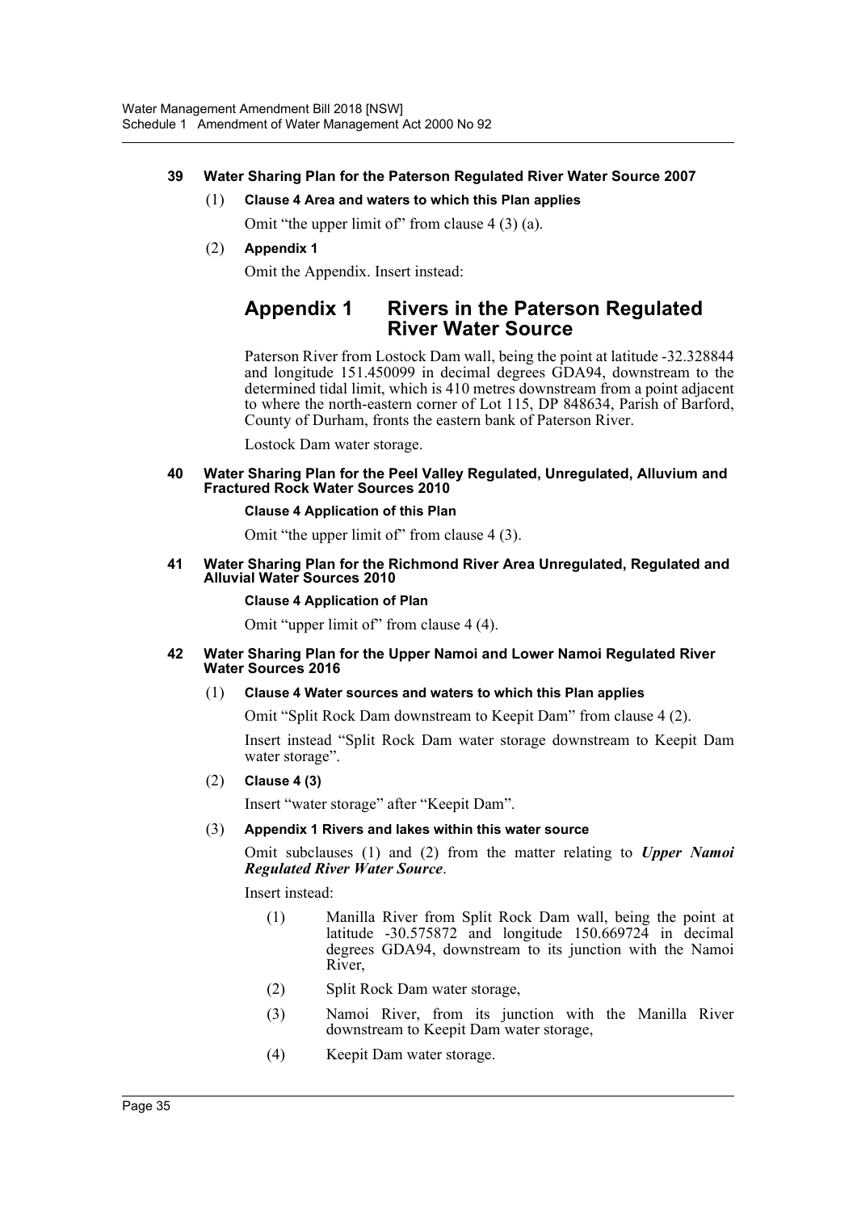### 39 Water Sharing Plan for the Paterson Regulated River Water Source 2007

**(1) Clause 4 Area and waters to which this Plan applies**

Omit "the upper limit of" from clause 4 (3) (a).

**(2) Appendix 1**

Omit the Appendix. Insert instead:

## Appendix 1 Rivers in the Paterson Regulated River Water Source

Paterson River from Lostock Dam wall, being the point at latitude -32.328844 and longitude 151.450099 in decimal degrees GDA94, downstream to the determined tidal limit, which is 410 metres downstream from a point adjacent to where the north-eastern corner of Lot 115, DP 848634, Parish of Barford, County of Durham, fronts the eastern bank of Paterson River.

Lostock Dam water storage.

### 40 Water Sharing Plan for the Peel Valley Regulated, Unregulated, Alluvium and Fractured Rock Water Sources 2010

**Clause 4 Application of this Plan**

Omit "the upper limit of" from clause 4 (3).

### 41 Water Sharing Plan for the Richmond River Area Unregulated, Regulated and Alluvial Water Sources 2010

**Clause 4 Application of Plan**

Omit "upper limit of" from clause 4 (4).

### 42 Water Sharing Plan for the Upper Namoi and Lower Namoi Regulated River Water Sources 2016

**(1) Clause 4 Water sources and waters to which this Plan applies**

Omit "Split Rock Dam downstream to Keepit Dam" from clause 4 (2).

Insert instead "Split Rock Dam water storage downstream to Keepit Dam water storage".

**(2) Clause 4 (3)**

Insert "water storage" after "Keepit Dam".

**(3) Appendix 1 Rivers and lakes within this water source**

Omit subclauses (1) and (2) from the matter relating to ***Upper Namoi Regulated River Water Source***.

Insert instead:

(1) Manilla River from Split Rock Dam wall, being the point at latitude -30.575872 and longitude 150.669724 in decimal degrees GDA94, downstream to its junction with the Namoi River,

(2) Split Rock Dam water storage,

(3) Namoi River, from its junction with the Manilla River downstream to Keepit Dam water storage,

(4) Keepit Dam water storage.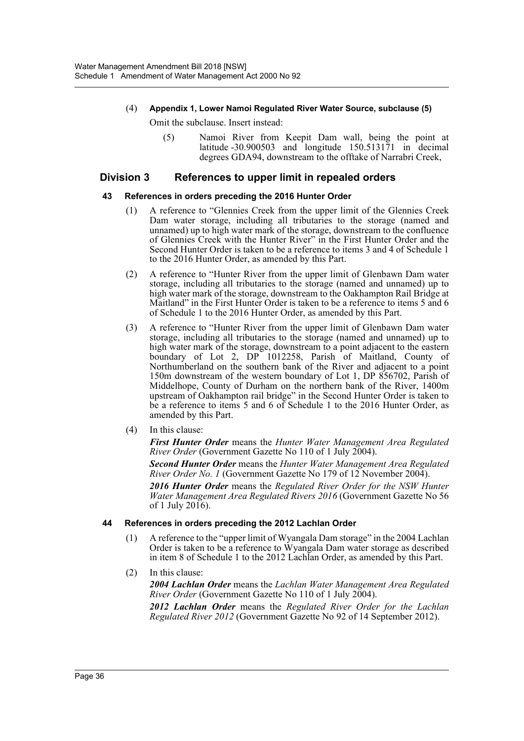(4) **Appendix 1, Lower Namoi Regulated River Water Source, subclause (5)**

Omit the subclause. Insert instead:

(5) Namoi River from Keepit Dam wall, being the point at latitude -30.900503 and longitude 150.513171 in decimal degrees GDA94, downstream to the offtake of Narrabri Creek,

## Division 3 References to upper limit in repealed orders

### 43 References in orders preceding the 2016 Hunter Order

(1) A reference to "Glennies Creek from the upper limit of the Glennies Creek Dam water storage, including all tributaries to the storage (named and unnamed) up to high water mark of the storage, downstream to the confluence of Glennies Creek with the Hunter River" in the First Hunter Order and the Second Hunter Order is taken to be a reference to items 3 and 4 of Schedule 1 to the 2016 Hunter Order, as amended by this Part.

(2) A reference to "Hunter River from the upper limit of Glenbawn Dam water storage, including all tributaries to the storage (named and unnamed) up to high water mark of the storage, downstream to the Oakhampton Rail Bridge at Maitland" in the First Hunter Order is taken to be a reference to items 5 and 6 of Schedule 1 to the 2016 Hunter Order, as amended by this Part.

(3) A reference to "Hunter River from the upper limit of Glenbawn Dam water storage, including all tributaries to the storage (named and unnamed) up to high water mark of the storage, downstream to a point adjacent to the eastern boundary of Lot 2, DP 1012258, Parish of Maitland, County of Northumberland on the southern bank of the River and adjacent to a point 150m downstream of the western boundary of Lot 1, DP 856702, Parish of Middelhope, County of Durham on the northern bank of the River, 1400m upstream of Oakhampton rail bridge" in the Second Hunter Order is taken to be a reference to items 5 and 6 of Schedule 1 to the 2016 Hunter Order, as amended by this Part.

(4) In this clause:

***First Hunter Order*** means the *Hunter Water Management Area Regulated River Order* (Government Gazette No 110 of 1 July 2004).

***Second Hunter Order*** means the *Hunter Water Management Area Regulated River Order No. 1* (Government Gazette No 179 of 12 November 2004).

***2016 Hunter Order*** means the *Regulated River Order for the NSW Hunter Water Management Area Regulated Rivers 2016* (Government Gazette No 56 of 1 July 2016).

### 44 References in orders preceding the 2012 Lachlan Order

(1) A reference to the "upper limit of Wyangala Dam storage" in the 2004 Lachlan Order is taken to be a reference to Wyangala Dam water storage as described in item 8 of Schedule 1 to the 2012 Lachlan Order, as amended by this Part.

(2) In this clause:

***2004 Lachlan Order*** means the *Lachlan Water Management Area Regulated River Order* (Government Gazette No 110 of 1 July 2004).

***2012 Lachlan Order*** means the *Regulated River Order for the Lachlan Regulated River 2012* (Government Gazette No 92 of 14 September 2012).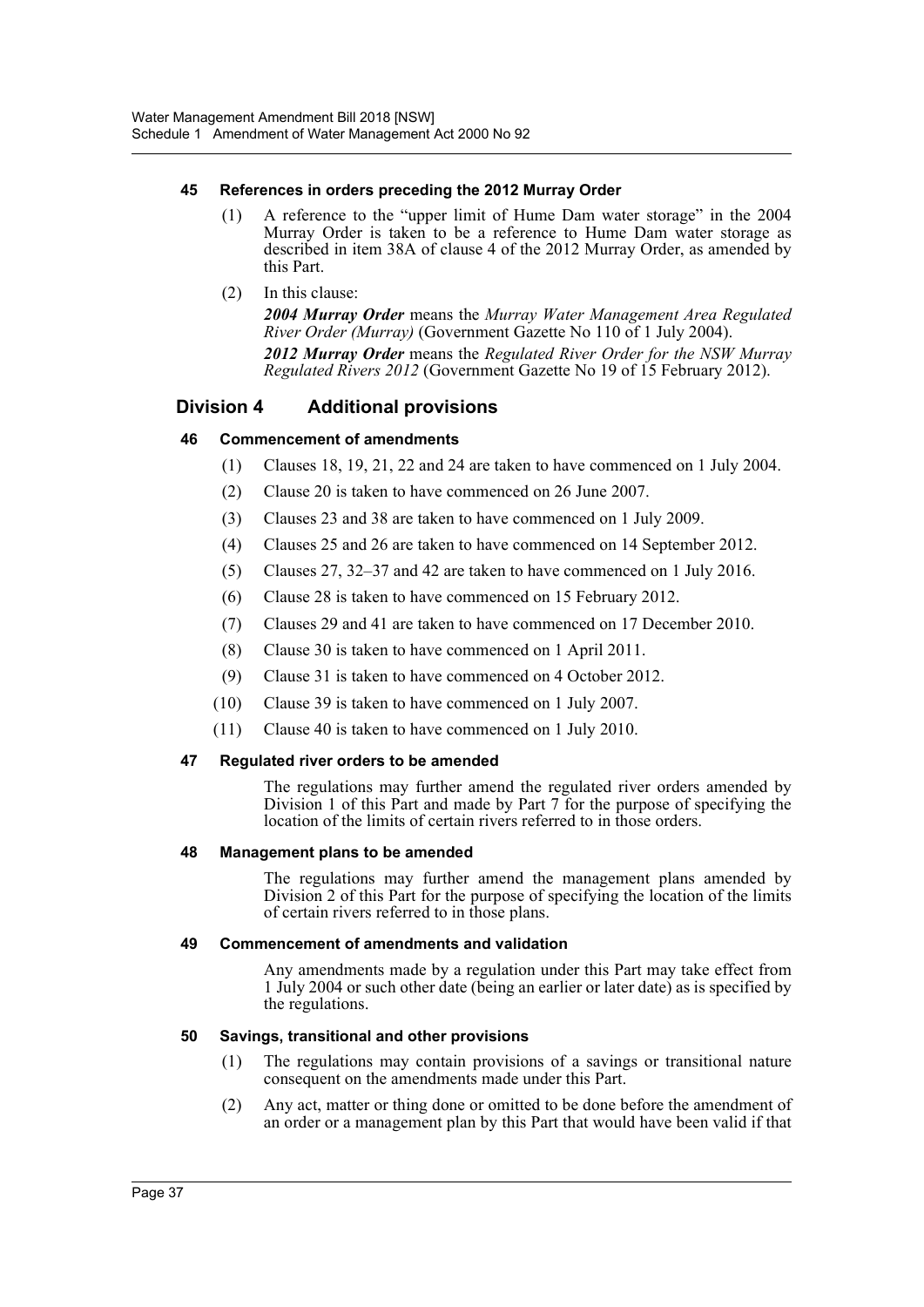#### 45 References in orders preceding the 2012 Murray Order

(1) A reference to the "upper limit of Hume Dam water storage" in the 2004 Murray Order is taken to be a reference to Hume Dam water storage as described in item 38A of clause 4 of the 2012 Murray Order, as amended by this Part.

(2) In this clause:

***2004 Murray Order*** means the *Murray Water Management Area Regulated River Order (Murray)* (Government Gazette No 110 of 1 July 2004).

***2012 Murray Order*** means the *Regulated River Order for the NSW Murray Regulated Rivers 2012* (Government Gazette No 19 of 15 February 2012).

### Division 4 Additional provisions

#### 46 Commencement of amendments

(1) Clauses 18, 19, 21, 22 and 24 are taken to have commenced on 1 July 2004.

(2) Clause 20 is taken to have commenced on 26 June 2007.

(3) Clauses 23 and 38 are taken to have commenced on 1 July 2009.

(4) Clauses 25 and 26 are taken to have commenced on 14 September 2012.

(5) Clauses 27, 32–37 and 42 are taken to have commenced on 1 July 2016.

(6) Clause 28 is taken to have commenced on 15 February 2012.

(7) Clauses 29 and 41 are taken to have commenced on 17 December 2010.

(8) Clause 30 is taken to have commenced on 1 April 2011.

(9) Clause 31 is taken to have commenced on 4 October 2012.

(10) Clause 39 is taken to have commenced on 1 July 2007.

(11) Clause 40 is taken to have commenced on 1 July 2010.

#### 47 Regulated river orders to be amended

The regulations may further amend the regulated river orders amended by Division 1 of this Part and made by Part 7 for the purpose of specifying the location of the limits of certain rivers referred to in those orders.

#### 48 Management plans to be amended

The regulations may further amend the management plans amended by Division 2 of this Part for the purpose of specifying the location of the limits of certain rivers referred to in those plans.

#### 49 Commencement of amendments and validation

Any amendments made by a regulation under this Part may take effect from 1 July 2004 or such other date (being an earlier or later date) as is specified by the regulations.

#### 50 Savings, transitional and other provisions

(1) The regulations may contain provisions of a savings or transitional nature consequent on the amendments made under this Part.

(2) Any act, matter or thing done or omitted to be done before the amendment of an order or a management plan by this Part that would have been valid if that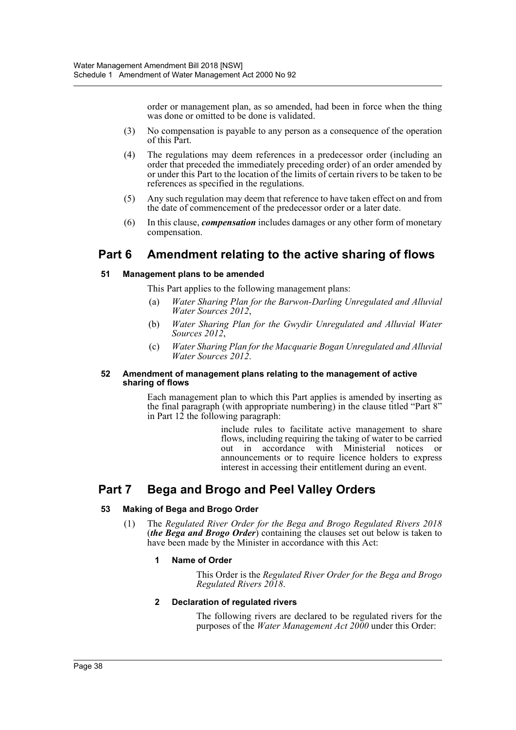order or management plan, as so amended, had been in force when the thing was done or omitted to be done is validated.

(3) No compensation is payable to any person as a consequence of the operation of this Part.

(4) The regulations may deem references in a predecessor order (including an order that preceded the immediately preceding order) of an order amended by or under this Part to the location of the limits of certain rivers to be taken to be references as specified in the regulations.

(5) Any such regulation may deem that reference to have taken effect on and from the date of commencement of the predecessor order or a later date.

(6) In this clause, ***compensation*** includes damages or any other form of monetary compensation.

## Part 6 Amendment relating to the active sharing of flows

### 51 Management plans to be amended

This Part applies to the following management plans:

(a) *Water Sharing Plan for the Barwon-Darling Unregulated and Alluvial Water Sources 2012*,

(b) *Water Sharing Plan for the Gwydir Unregulated and Alluvial Water Sources 2012*,

(c) *Water Sharing Plan for the Macquarie Bogan Unregulated and Alluvial Water Sources 2012*.

### 52 Amendment of management plans relating to the management of active sharing of flows

Each management plan to which this Part applies is amended by inserting as the final paragraph (with appropriate numbering) in the clause titled "Part 8" in Part 12 the following paragraph:

> include rules to facilitate active management to share flows, including requiring the taking of water to be carried out in accordance with Ministerial notices or announcements or to require licence holders to express interest in accessing their entitlement during an event.

## Part 7 Bega and Brogo and Peel Valley Orders

### 53 Making of Bega and Brogo Order

(1) The *Regulated River Order for the Bega and Brogo Regulated Rivers 2018* (***the Bega and Brogo Order***) containing the clauses set out below is taken to have been made by the Minister in accordance with this Act:

#### 1 Name of Order

This Order is the *Regulated River Order for the Bega and Brogo Regulated Rivers 2018*.

#### 2 Declaration of regulated rivers

The following rivers are declared to be regulated rivers for the purposes of the *Water Management Act 2000* under this Order: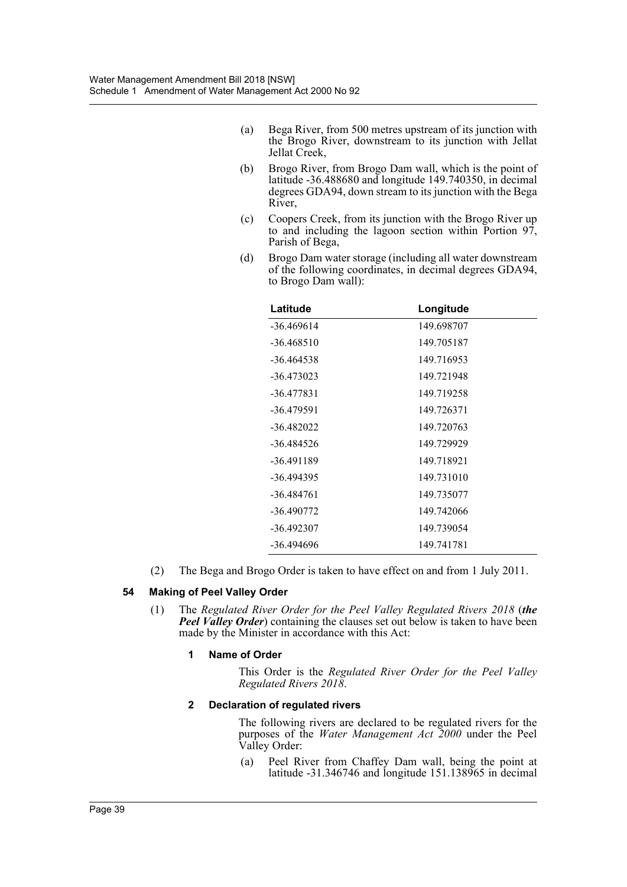(a) Bega River, from 500 metres upstream of its junction with the Brogo River, downstream to its junction with Jellat Jellat Creek,

(b) Brogo River, from Brogo Dam wall, which is the point of latitude -36.488680 and longitude 149.740350, in decimal degrees GDA94, down stream to its junction with the Bega River,

(c) Coopers Creek, from its junction with the Brogo River up to and including the lagoon section within Portion 97, Parish of Bega,

(d) Brogo Dam water storage (including all water downstream of the following coordinates, in decimal degrees GDA94, to Brogo Dam wall):

| Latitude | Longitude |
|---|---|
| -36.469614 | 149.698707 |
| -36.468510 | 149.705187 |
| -36.464538 | 149.716953 |
| -36.473023 | 149.721948 |
| -36.477831 | 149.719258 |
| -36.479591 | 149.726371 |
| -36.482022 | 149.720763 |
| -36.484526 | 149.729929 |
| -36.491189 | 149.718921 |
| -36.494395 | 149.731010 |
| -36.484761 | 149.735077 |
| -36.490772 | 149.742066 |
| -36.492307 | 149.739054 |
| -36.494696 | 149.741781 |

(2) The Bega and Brogo Order is taken to have effect on and from 1 July 2011.

### 54 Making of Peel Valley Order

(1) The *Regulated River Order for the Peel Valley Regulated Rivers 2018* (***the Peel Valley Order***) containing the clauses set out below is taken to have been made by the Minister in accordance with this Act:

#### 1 Name of Order

This Order is the *Regulated River Order for the Peel Valley Regulated Rivers 2018*.

#### 2 Declaration of regulated rivers

The following rivers are declared to be regulated rivers for the purposes of the *Water Management Act 2000* under the Peel Valley Order:

(a) Peel River from Chaffey Dam wall, being the point at latitude -31.346746 and longitude 151.138965 in decimal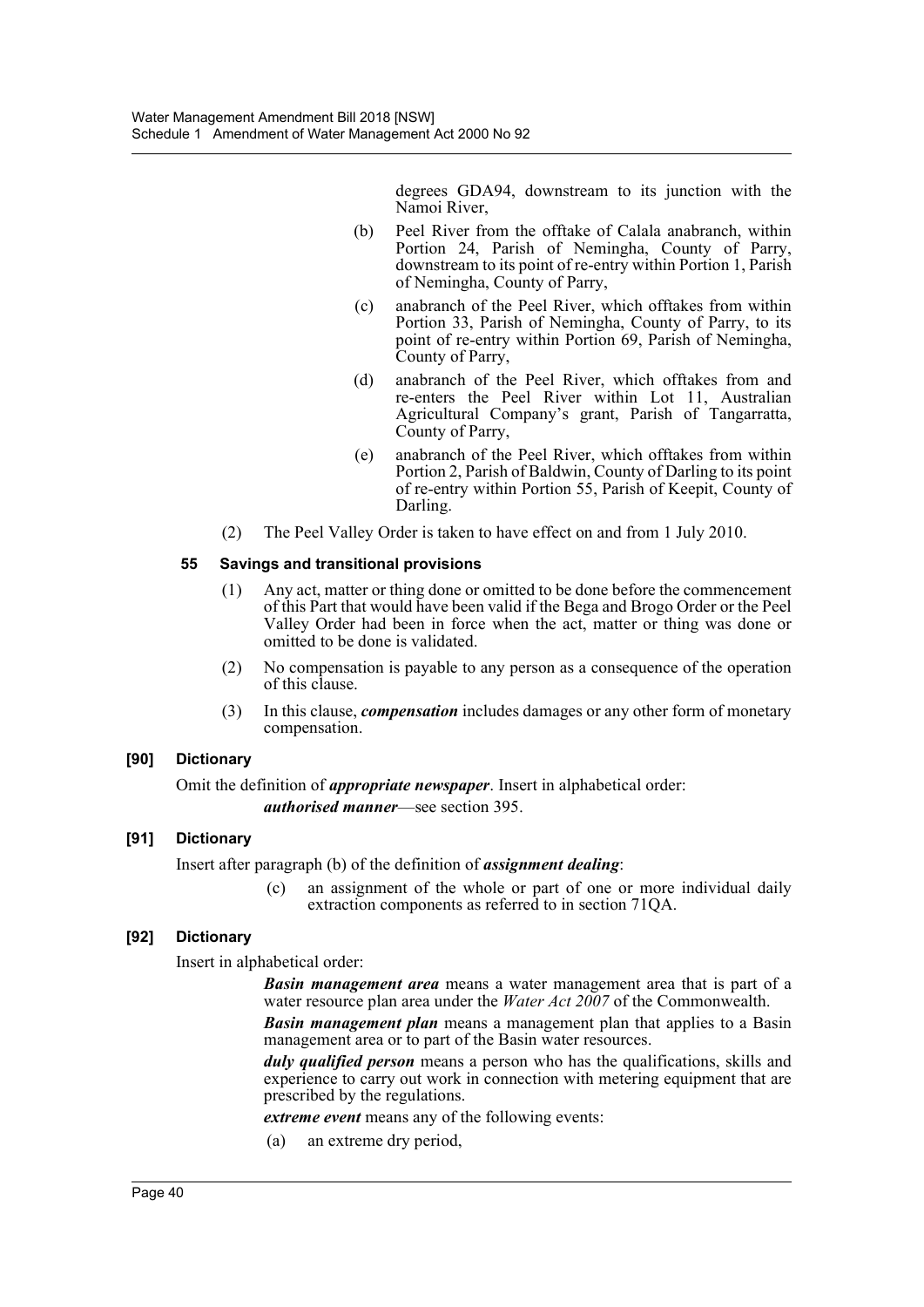degrees GDA94, downstream to its junction with the Namoi River,

(b) Peel River from the offtake of Calala anabranch, within Portion 24, Parish of Nemingha, County of Parry, downstream to its point of re-entry within Portion 1, Parish of Nemingha, County of Parry,

(c) anabranch of the Peel River, which offtakes from within Portion 33, Parish of Nemingha, County of Parry, to its point of re-entry within Portion 69, Parish of Nemingha, County of Parry,

(d) anabranch of the Peel River, which offtakes from and re-enters the Peel River within Lot 11, Australian Agricultural Company's grant, Parish of Tangarratta, County of Parry,

(e) anabranch of the Peel River, which offtakes from within Portion 2, Parish of Baldwin, County of Darling to its point of re-entry within Portion 55, Parish of Keepit, County of Darling.

(2) The Peel Valley Order is taken to have effect on and from 1 July 2010.

### 55 Savings and transitional provisions

(1) Any act, matter or thing done or omitted to be done before the commencement of this Part that would have been valid if the Bega and Brogo Order or the Peel Valley Order had been in force when the act, matter or thing was done or omitted to be done is validated.

(2) No compensation is payable to any person as a consequence of the operation of this clause.

(3) In this clause, ***compensation*** includes damages or any other form of monetary compensation.

### [90] Dictionary

Omit the definition of ***appropriate newspaper***. Insert in alphabetical order:

***authorised manner***—see section 395.

### [91] Dictionary

Insert after paragraph (b) of the definition of ***assignment dealing***:

(c) an assignment of the whole or part of one or more individual daily extraction components as referred to in section 71QA.

### [92] Dictionary

Insert in alphabetical order:

***Basin management area*** means a water management area that is part of a water resource plan area under the *Water Act 2007* of the Commonwealth.

***Basin management plan*** means a management plan that applies to a Basin management area or to part of the Basin water resources.

***duly qualified person*** means a person who has the qualifications, skills and experience to carry out work in connection with metering equipment that are prescribed by the regulations.

***extreme event*** means any of the following events:

(a) an extreme dry period,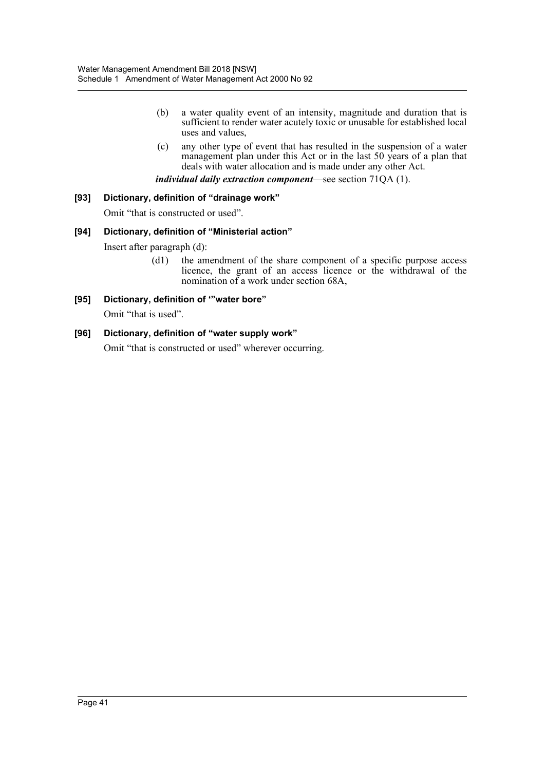(b) a water quality event of an intensity, magnitude and duration that is sufficient to render water acutely toxic or unusable for established local uses and values,

(c) any other type of event that has resulted in the suspension of a water management plan under this Act or in the last 50 years of a plan that deals with water allocation and is made under any other Act.

***individual daily extraction component***—see section 71QA (1).

### [93] Dictionary, definition of "drainage work"

Omit "that is constructed or used".

### [94] Dictionary, definition of "Ministerial action"

Insert after paragraph (d):

(d1) the amendment of the share component of a specific purpose access licence, the grant of an access licence or the withdrawal of the nomination of a work under section 68A,

### [95] Dictionary, definition of '"water bore"

Omit "that is used".

### [96] Dictionary, definition of "water supply work"

Omit "that is constructed or used" wherever occurring.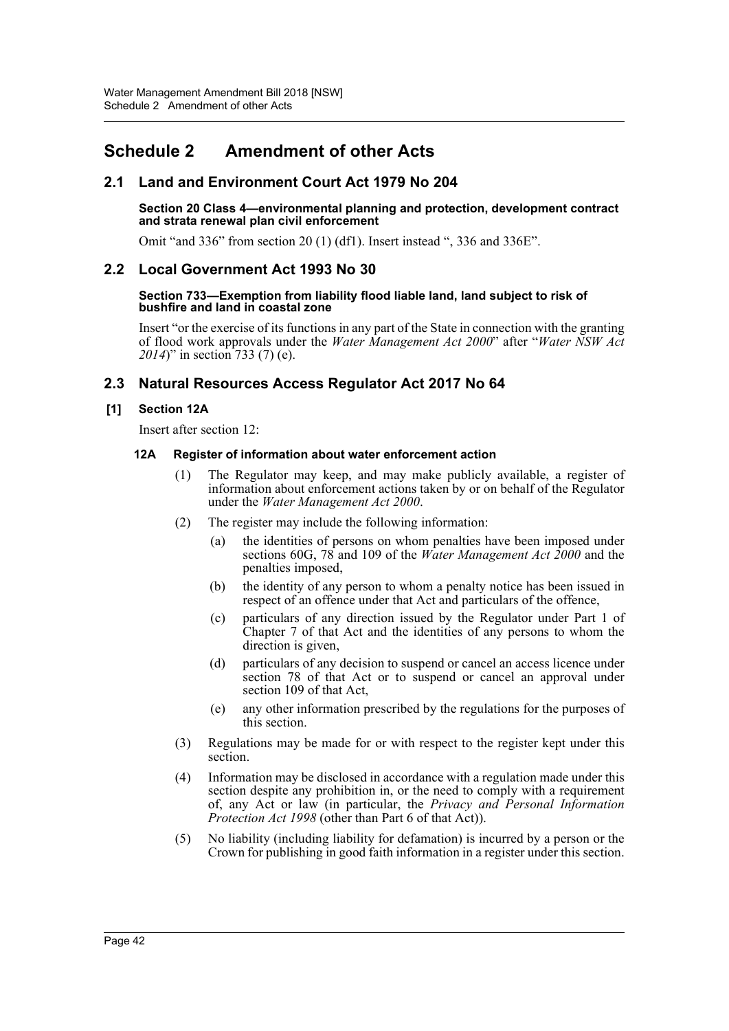# Schedule 2 Amendment of other Acts

## 2.1 Land and Environment Court Act 1979 No 204

**Section 20 Class 4—environmental planning and protection, development contract and strata renewal plan civil enforcement**

Omit "and 336" from section 20 (1) (df1). Insert instead ", 336 and 336E".

## 2.2 Local Government Act 1993 No 30

**Section 733—Exemption from liability flood liable land, land subject to risk of bushfire and land in coastal zone**

Insert "or the exercise of its functions in any part of the State in connection with the granting of flood work approvals under the *Water Management Act 2000*" after "*Water NSW Act 2014*)" in section 733 (7) (e).

## 2.3 Natural Resources Access Regulator Act 2017 No 64

**[1] Section 12A**

Insert after section 12:

**12A Register of information about water enforcement action**

(1) The Regulator may keep, and may make publicly available, a register of information about enforcement actions taken by or on behalf of the Regulator under the *Water Management Act 2000*.

(2) The register may include the following information:

(a) the identities of persons on whom penalties have been imposed under sections 60G, 78 and 109 of the *Water Management Act 2000* and the penalties imposed,

(b) the identity of any person to whom a penalty notice has been issued in respect of an offence under that Act and particulars of the offence,

(c) particulars of any direction issued by the Regulator under Part 1 of Chapter 7 of that Act and the identities of any persons to whom the direction is given,

(d) particulars of any decision to suspend or cancel an access licence under section 78 of that Act or to suspend or cancel an approval under section 109 of that Act,

(e) any other information prescribed by the regulations for the purposes of this section.

(3) Regulations may be made for or with respect to the register kept under this section.

(4) Information may be disclosed in accordance with a regulation made under this section despite any prohibition in, or the need to comply with a requirement of, any Act or law (in particular, the *Privacy and Personal Information Protection Act 1998* (other than Part 6 of that Act)).

(5) No liability (including liability for defamation) is incurred by a person or the Crown for publishing in good faith information in a register under this section.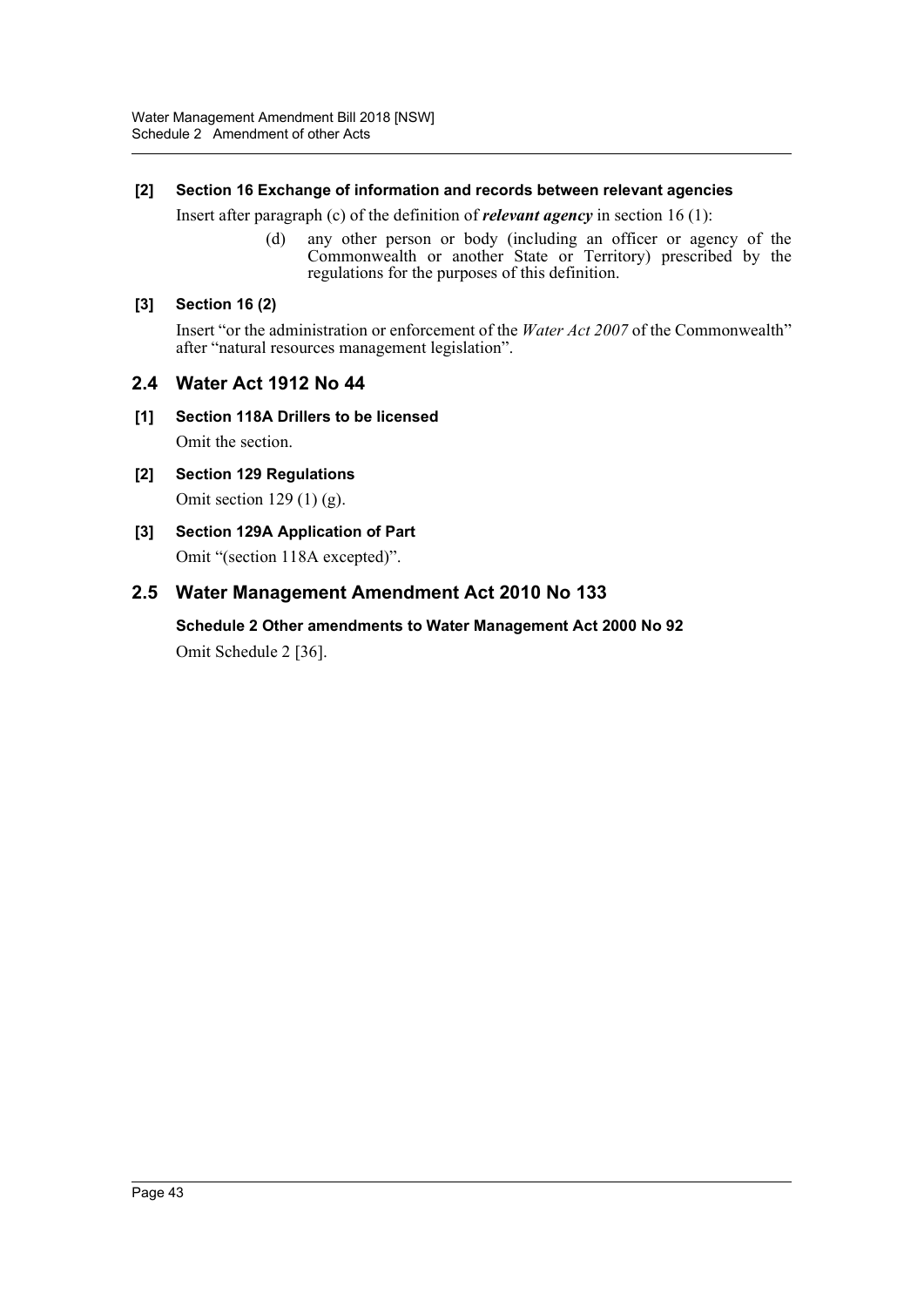**[2] Section 16 Exchange of information and records between relevant agencies**

Insert after paragraph (c) of the definition of ***relevant agency*** in section 16 (1):

> (d) any other person or body (including an officer or agency of the Commonwealth or another State or Territory) prescribed by the regulations for the purposes of this definition.

**[3] Section 16 (2)**

Insert "or the administration or enforcement of the *Water Act 2007* of the Commonwealth" after "natural resources management legislation".

## 2.4 Water Act 1912 No 44

**[1] Section 118A Drillers to be licensed**

Omit the section.

**[2] Section 129 Regulations**

Omit section 129 (1) (g).

**[3] Section 129A Application of Part**

Omit "(section 118A excepted)".

## 2.5 Water Management Amendment Act 2010 No 133

**Schedule 2 Other amendments to Water Management Act 2000 No 92**

Omit Schedule 2 [36].